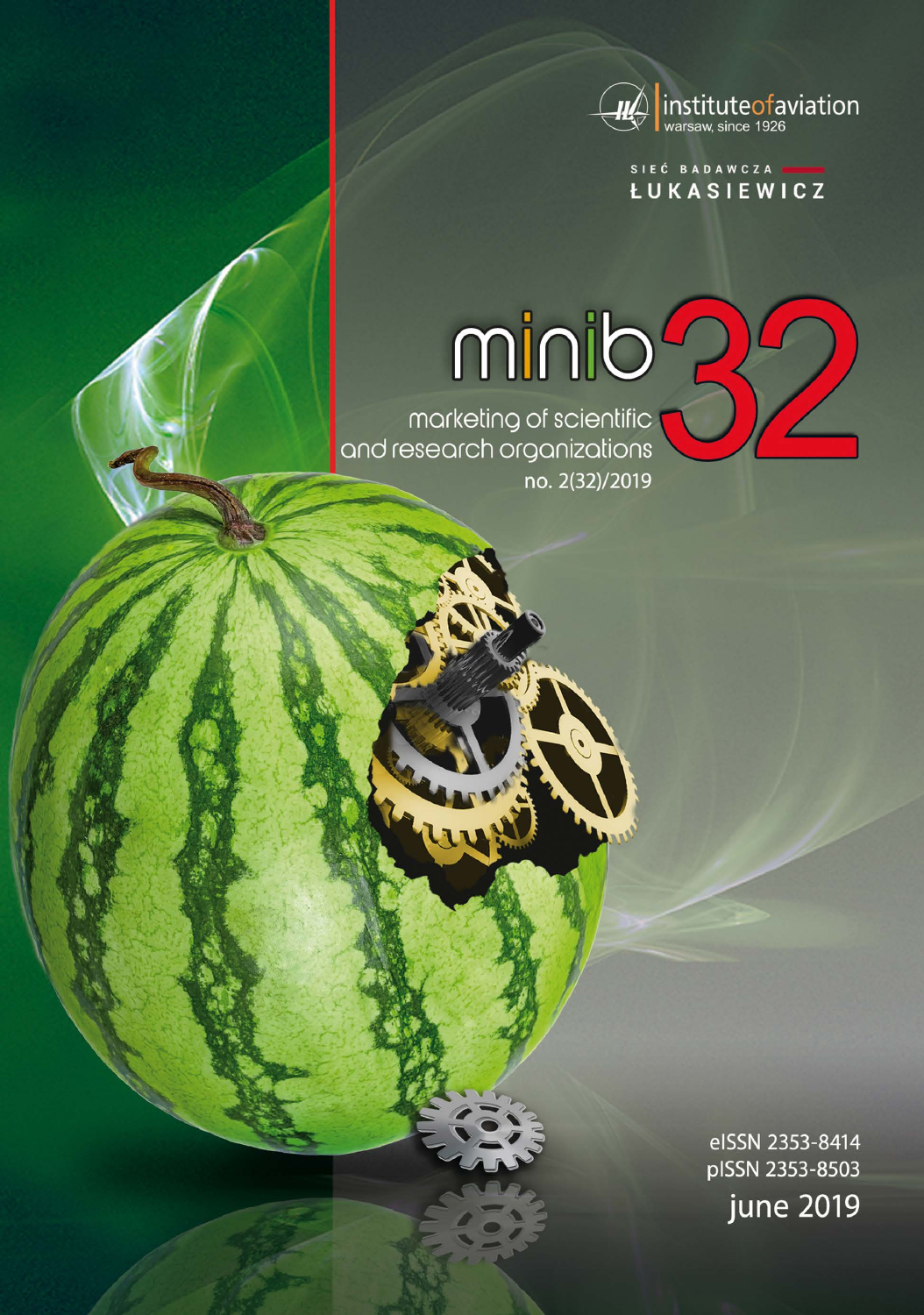instituteofaviation
warsaw, since 1926

SIEĆ BADAWCZA
ŁUKASIEWICZ

# minib 32

marketing of scientific and research organizations

no. 2(32)/2019

eISSN 2353-8414
pISSN 2353-8503
june 2019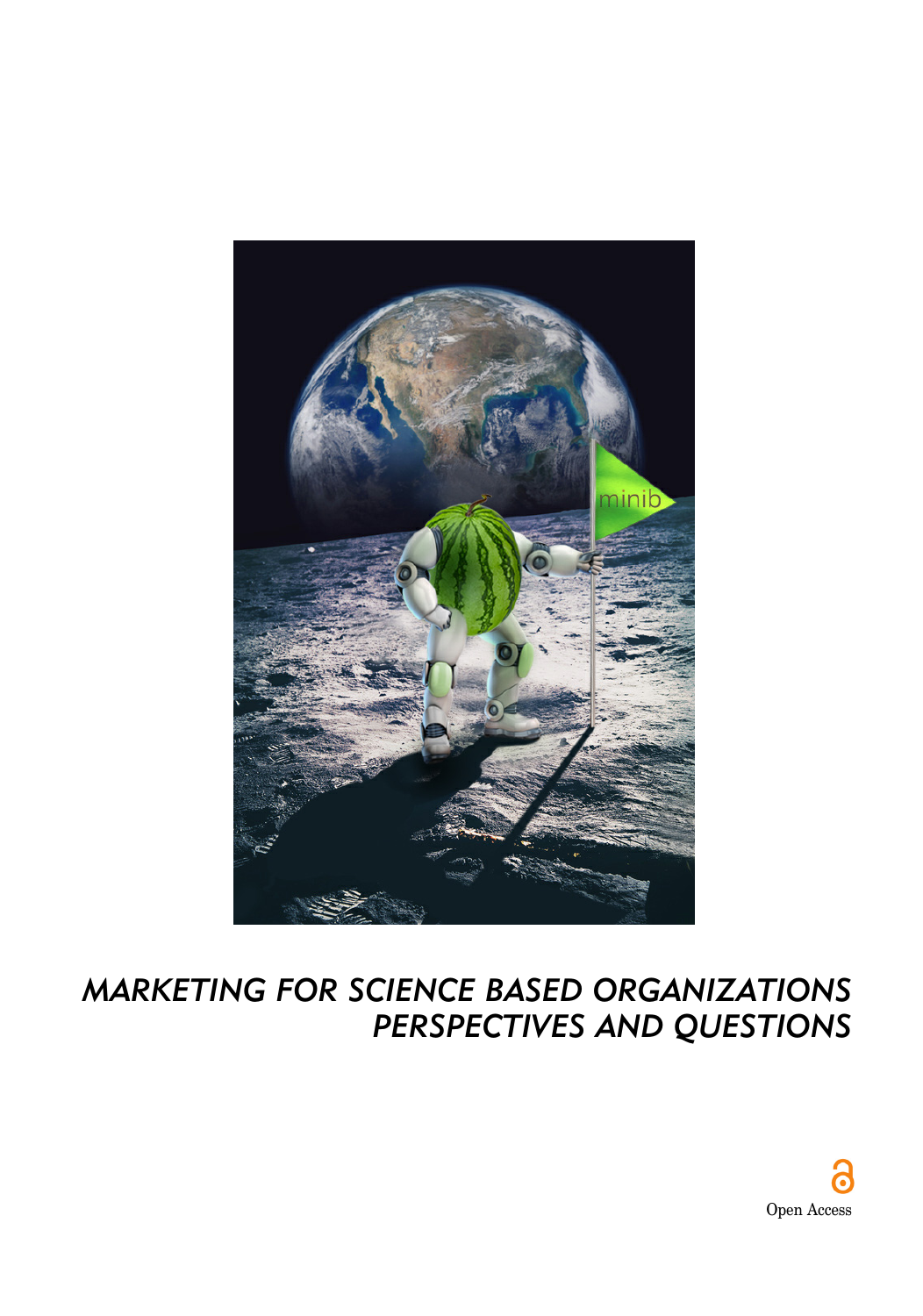*MARKETING FOR SCIENCE BASED ORGANIZATIONS*
*PERSPECTIVES AND QUESTIONS*

Open Access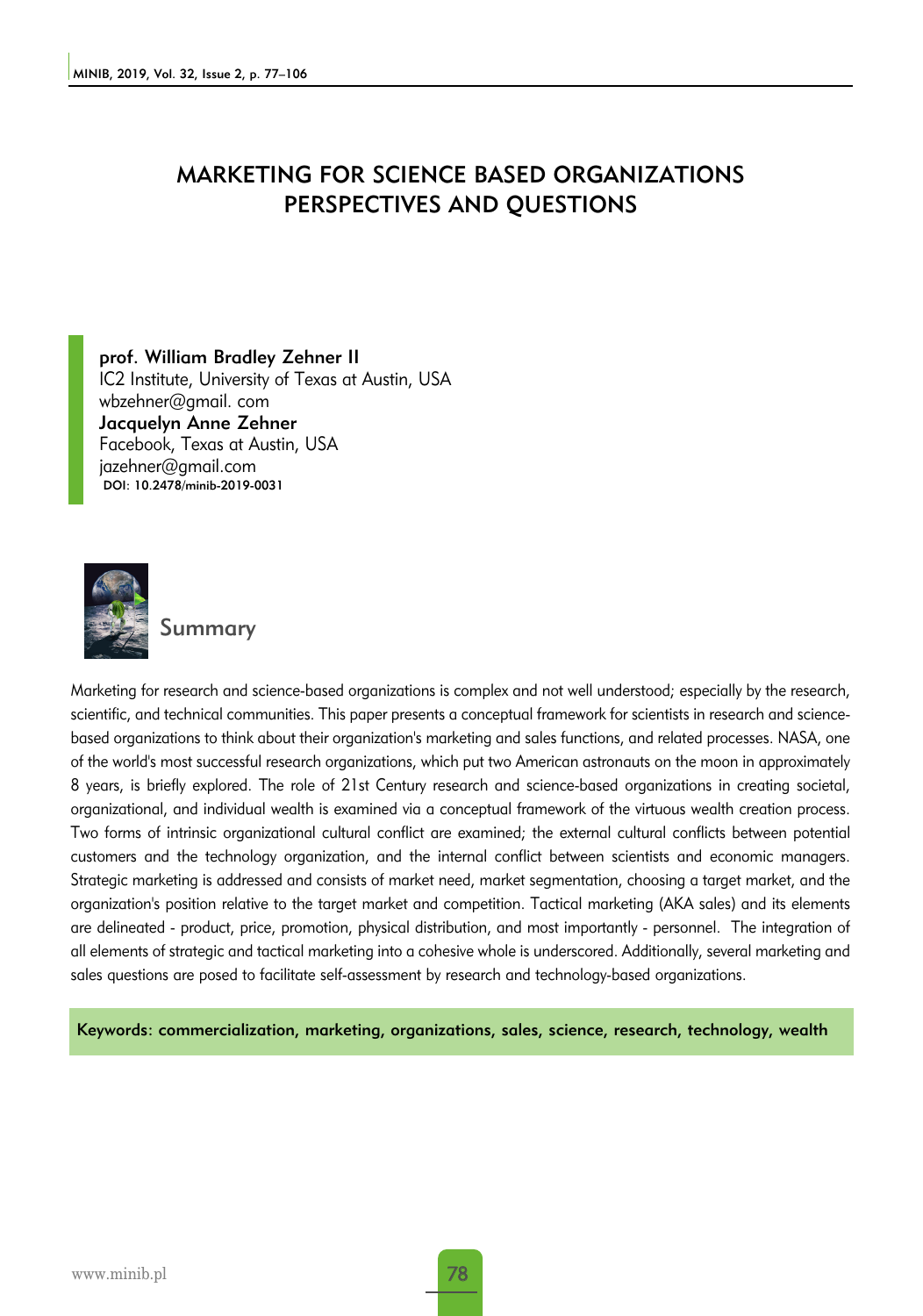# MARKETING FOR SCIENCE BASED ORGANIZATIONS PERSPECTIVES AND QUESTIONS

**prof. William Bradley Zehner II**
IC2 Institute, University of Texas at Austin, USA
wbzehner@gmail. com
**Jacquelyn Anne Zehner**
Facebook, Texas at Austin, USA
jazehner@gmail.com
DOI: 10.2478/minib-2019-0031

## Summary

Marketing for research and science-based organizations is complex and not well understood; especially by the research, scientific, and technical communities. This paper presents a conceptual framework for scientists in research and science-based organizations to think about their organization's marketing and sales functions, and related processes. NASA, one of the world's most successful research organizations, which put two American astronauts on the moon in approximately 8 years, is briefly explored. The role of 21st Century research and science-based organizations in creating societal, organizational, and individual wealth is examined via a conceptual framework of the virtuous wealth creation process. Two forms of intrinsic organizational cultural conflict are examined; the external cultural conflicts between potential customers and the technology organization, and the internal conflict between scientists and economic managers. Strategic marketing is addressed and consists of market need, market segmentation, choosing a target market, and the organization's position relative to the target market and competition. Tactical marketing (AKA sales) and its elements are delineated - product, price, promotion, physical distribution, and most importantly - personnel. The integration of all elements of strategic and tactical marketing into a cohesive whole is underscored. Additionally, several marketing and sales questions are posed to facilitate self-assessment by research and technology-based organizations.

**Keywords: commercialization, marketing, organizations, sales, science, research, technology, wealth**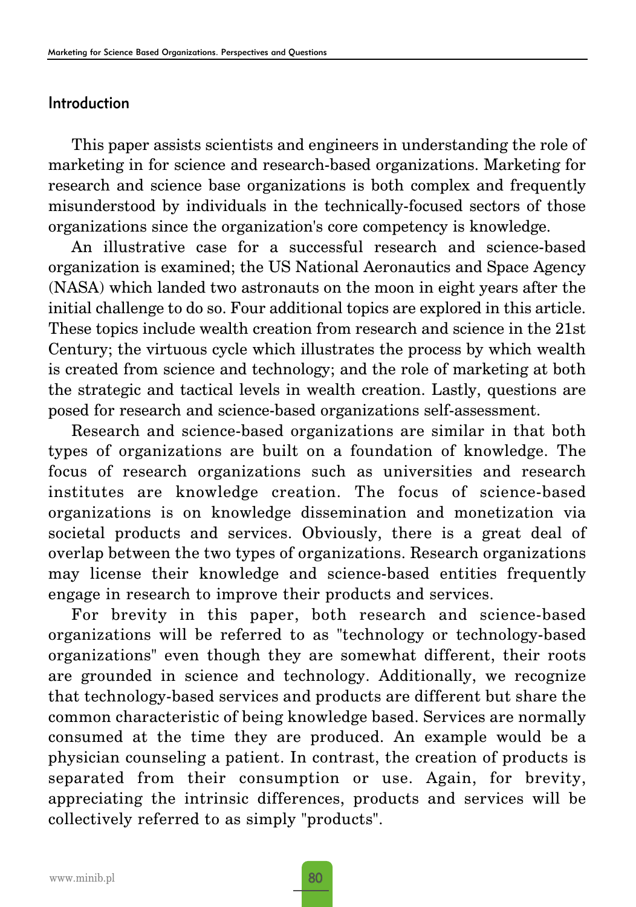## Introduction

This paper assists scientists and engineers in understanding the role of marketing in for science and research-based organizations. Marketing for research and science base organizations is both complex and frequently misunderstood by individuals in the technically-focused sectors of those organizations since the organization's core competency is knowledge.

An illustrative case for a successful research and science-based organization is examined; the US National Aeronautics and Space Agency (NASA) which landed two astronauts on the moon in eight years after the initial challenge to do so. Four additional topics are explored in this article. These topics include wealth creation from research and science in the 21st Century; the virtuous cycle which illustrates the process by which wealth is created from science and technology; and the role of marketing at both the strategic and tactical levels in wealth creation. Lastly, questions are posed for research and science-based organizations self-assessment.

Research and science-based organizations are similar in that both types of organizations are built on a foundation of knowledge. The focus of research organizations such as universities and research institutes are knowledge creation. The focus of science-based organizations is on knowledge dissemination and monetization via societal products and services. Obviously, there is a great deal of overlap between the two types of organizations. Research organizations may license their knowledge and science-based entities frequently engage in research to improve their products and services.

For brevity in this paper, both research and science-based organizations will be referred to as "technology or technology-based organizations" even though they are somewhat different, their roots are grounded in science and technology. Additionally, we recognize that technology-based services and products are different but share the common characteristic of being knowledge based. Services are normally consumed at the time they are produced. An example would be a physician counseling a patient. In contrast, the creation of products is separated from their consumption or use. Again, for brevity, appreciating the intrinsic differences, products and services will be collectively referred to as simply "products".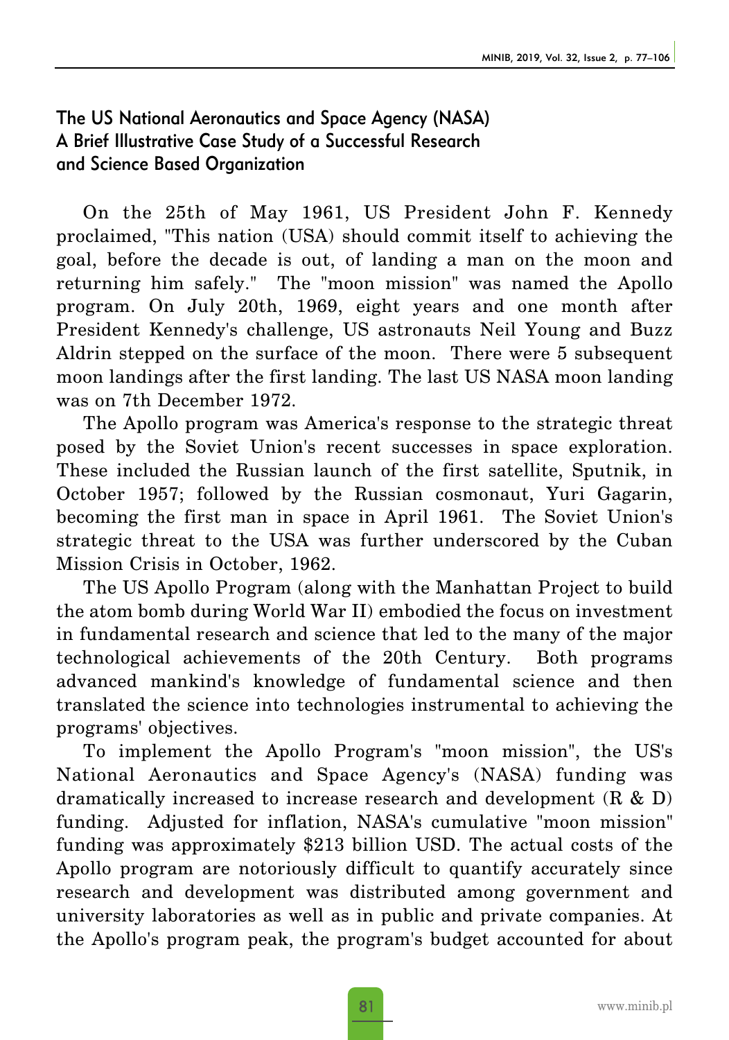## The US National Aeronautics and Space Agency (NASA) A Brief Illustrative Case Study of a Successful Research and Science Based Organization

On the 25th of May 1961, US President John F. Kennedy proclaimed, "This nation (USA) should commit itself to achieving the goal, before the decade is out, of landing a man on the moon and returning him safely." The "moon mission" was named the Apollo program. On July 20th, 1969, eight years and one month after President Kennedy's challenge, US astronauts Neil Young and Buzz Aldrin stepped on the surface of the moon. There were 5 subsequent moon landings after the first landing. The last US NASA moon landing was on 7th December 1972.

The Apollo program was America's response to the strategic threat posed by the Soviet Union's recent successes in space exploration. These included the Russian launch of the first satellite, Sputnik, in October 1957; followed by the Russian cosmonaut, Yuri Gagarin, becoming the first man in space in April 1961. The Soviet Union's strategic threat to the USA was further underscored by the Cuban Mission Crisis in October, 1962.

The US Apollo Program (along with the Manhattan Project to build the atom bomb during World War II) embodied the focus on investment in fundamental research and science that led to the many of the major technological achievements of the 20th Century. Both programs advanced mankind's knowledge of fundamental science and then translated the science into technologies instrumental to achieving the programs' objectives.

To implement the Apollo Program's "moon mission", the US's National Aeronautics and Space Agency's (NASA) funding was dramatically increased to increase research and development (R & D) funding. Adjusted for inflation, NASA's cumulative "moon mission" funding was approximately $213 billion USD. The actual costs of the Apollo program are notoriously difficult to quantify accurately since research and development was distributed among government and university laboratories as well as in public and private companies. At the Apollo's program peak, the program's budget accounted for about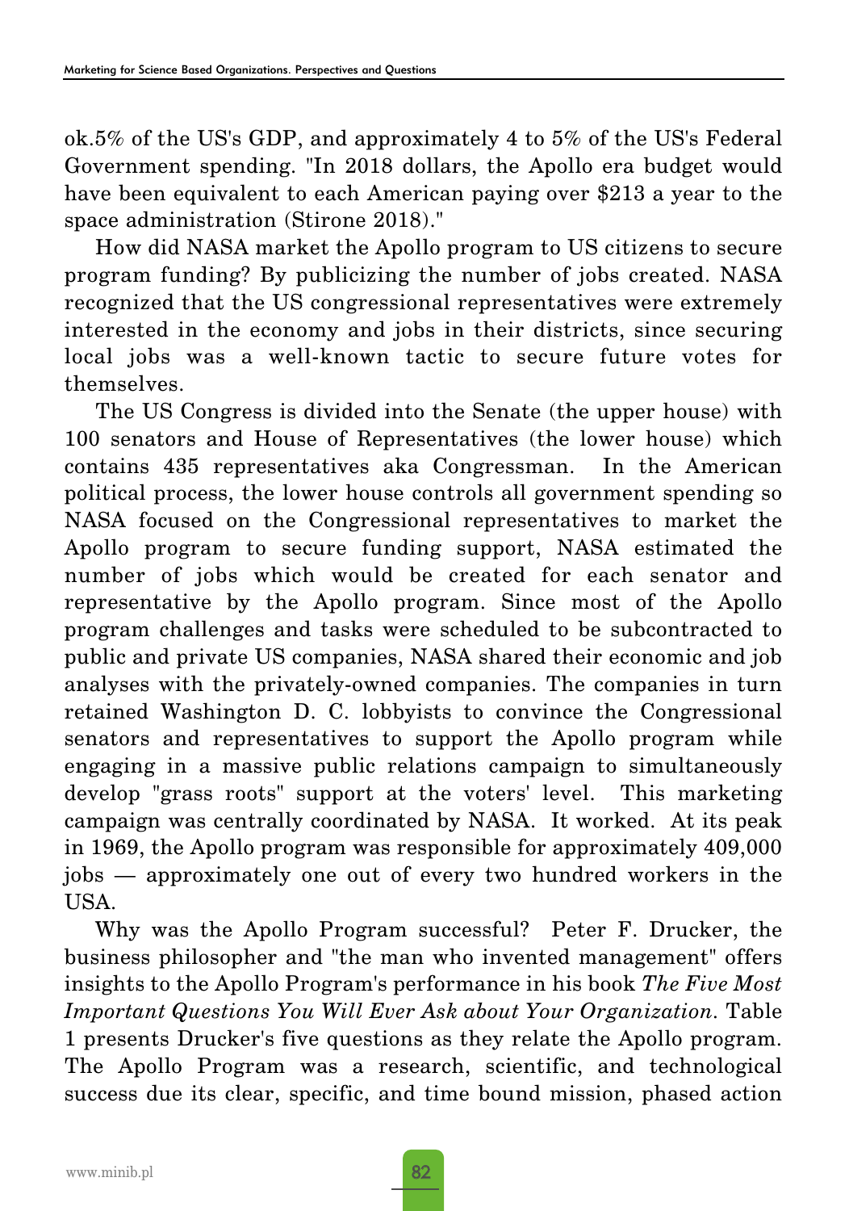ok.5% of the US's GDP, and approximately 4 to 5% of the US's Federal Government spending. "In 2018 dollars, the Apollo era budget would have been equivalent to each American paying over $213 a year to the space administration (Stirone 2018)."

How did NASA market the Apollo program to US citizens to secure program funding? By publicizing the number of jobs created. NASA recognized that the US congressional representatives were extremely interested in the economy and jobs in their districts, since securing local jobs was a well-known tactic to secure future votes for themselves.

The US Congress is divided into the Senate (the upper house) with 100 senators and House of Representatives (the lower house) which contains 435 representatives aka Congressman. In the American political process, the lower house controls all government spending so NASA focused on the Congressional representatives to market the Apollo program to secure funding support, NASA estimated the number of jobs which would be created for each senator and representative by the Apollo program. Since most of the Apollo program challenges and tasks were scheduled to be subcontracted to public and private US companies, NASA shared their economic and job analyses with the privately-owned companies. The companies in turn retained Washington D. C. lobbyists to convince the Congressional senators and representatives to support the Apollo program while engaging in a massive public relations campaign to simultaneously develop "grass roots" support at the voters' level. This marketing campaign was centrally coordinated by NASA. It worked. At its peak in 1969, the Apollo program was responsible for approximately 409,000 jobs — approximately one out of every two hundred workers in the USA.

Why was the Apollo Program successful? Peter F. Drucker, the business philosopher and "the man who invented management" offers insights to the Apollo Program's performance in his book *The Five Most Important Questions You Will Ever Ask about Your Organization*. Table 1 presents Drucker's five questions as they relate the Apollo program. The Apollo Program was a research, scientific, and technological success due its clear, specific, and time bound mission, phased action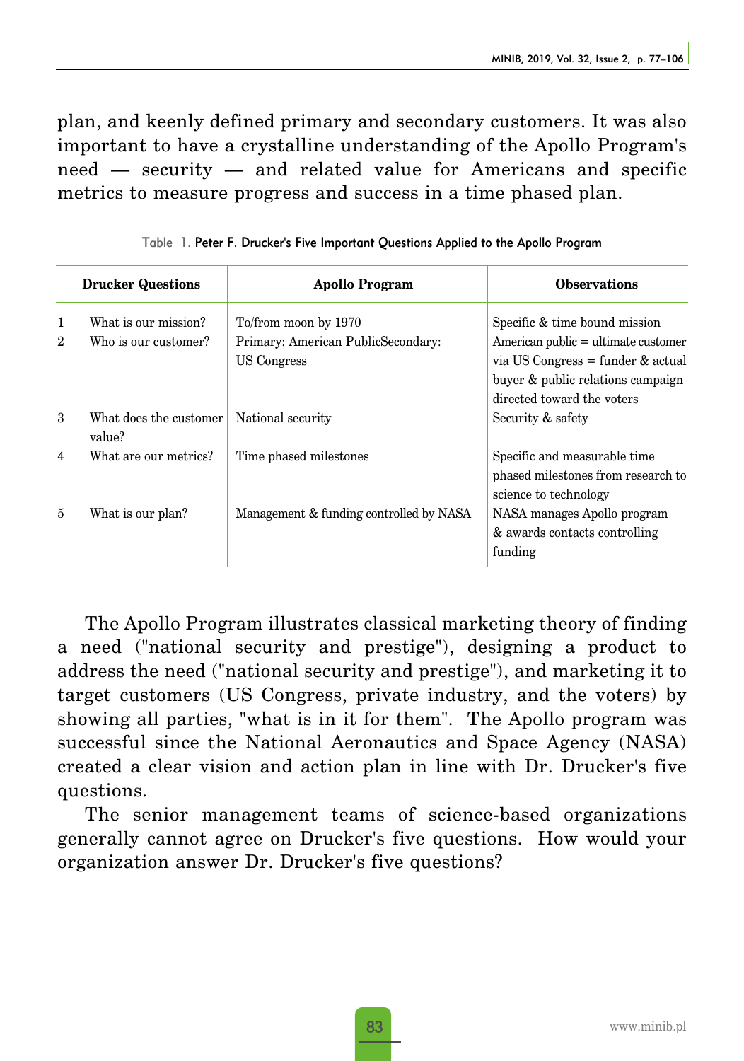plan, and keenly defined primary and secondary customers. It was also important to have a crystalline understanding of the Apollo Program's need — security — and related value for Americans and specific metrics to measure progress and success in a time phased plan.

Table 1. Peter F. Drucker's Five Important Questions Applied to the Apollo Program

| | Drucker Questions | Apollo Program | Observations |
|---|---|---|---|
| 1 | What is our mission? | To/from moon by 1970 | Specific & time bound mission |
| 2 | Who is our customer? | Primary: American PublicSecondary: US Congress | American public = ultimate customer via US Congress = funder & actual buyer & public relations campaign directed toward the voters |
| 3 | What does the customer value? | National security | Security & safety |
| 4 | What are our metrics? | Time phased milestones | Specific and measurable time phased milestones from research to science to technology |
| 5 | What is our plan? | Management & funding controlled by NASA | NASA manages Apollo program & awards contacts controlling funding |

The Apollo Program illustrates classical marketing theory of finding a need ("national security and prestige"), designing a product to address the need ("national security and prestige"), and marketing it to target customers (US Congress, private industry, and the voters) by showing all parties, "what is in it for them". The Apollo program was successful since the National Aeronautics and Space Agency (NASA) created a clear vision and action plan in line with Dr. Drucker's five questions.

The senior management teams of science-based organizations generally cannot agree on Drucker's five questions. How would your organization answer Dr. Drucker's five questions?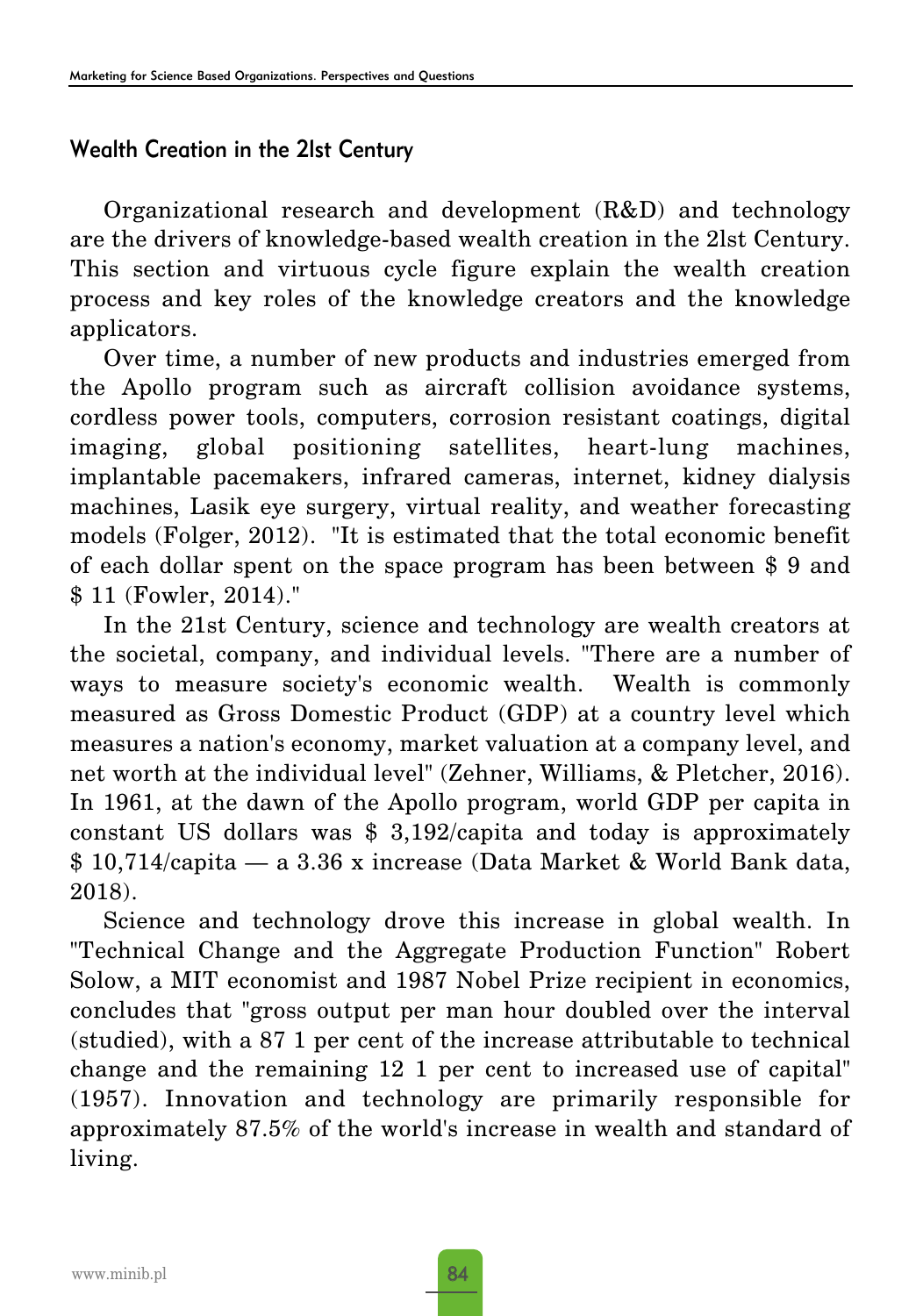## Wealth Creation in the 2lst Century

Organizational research and development (R&D) and technology are the drivers of knowledge-based wealth creation in the 2lst Century. This section and virtuous cycle figure explain the wealth creation process and key roles of the knowledge creators and the knowledge applicators.

Over time, a number of new products and industries emerged from the Apollo program such as aircraft collision avoidance systems, cordless power tools, computers, corrosion resistant coatings, digital imaging, global positioning satellites, heart-lung machines, implantable pacemakers, infrared cameras, internet, kidney dialysis machines, Lasik eye surgery, virtual reality, and weather forecasting models (Folger, 2012). "It is estimated that the total economic benefit of each dollar spent on the space program has been between $ 9 and $ 11 (Fowler, 2014)."

In the 21st Century, science and technology are wealth creators at the societal, company, and individual levels. "There are a number of ways to measure society's economic wealth. Wealth is commonly measured as Gross Domestic Product (GDP) at a country level which measures a nation's economy, market valuation at a company level, and net worth at the individual level" (Zehner, Williams, & Pletcher, 2016). In 1961, at the dawn of the Apollo program, world GDP per capita in constant US dollars was $ 3,192/capita and today is approximately $ 10,714/capita — a 3.36 x increase (Data Market & World Bank data, 2018).

Science and technology drove this increase in global wealth. In "Technical Change and the Aggregate Production Function" Robert Solow, a MIT economist and 1987 Nobel Prize recipient in economics, concludes that "gross output per man hour doubled over the interval (studied), with a 87 1 per cent of the increase attributable to technical change and the remaining 12 1 per cent to increased use of capital" (1957). Innovation and technology are primarily responsible for approximately 87.5% of the world's increase in wealth and standard of living.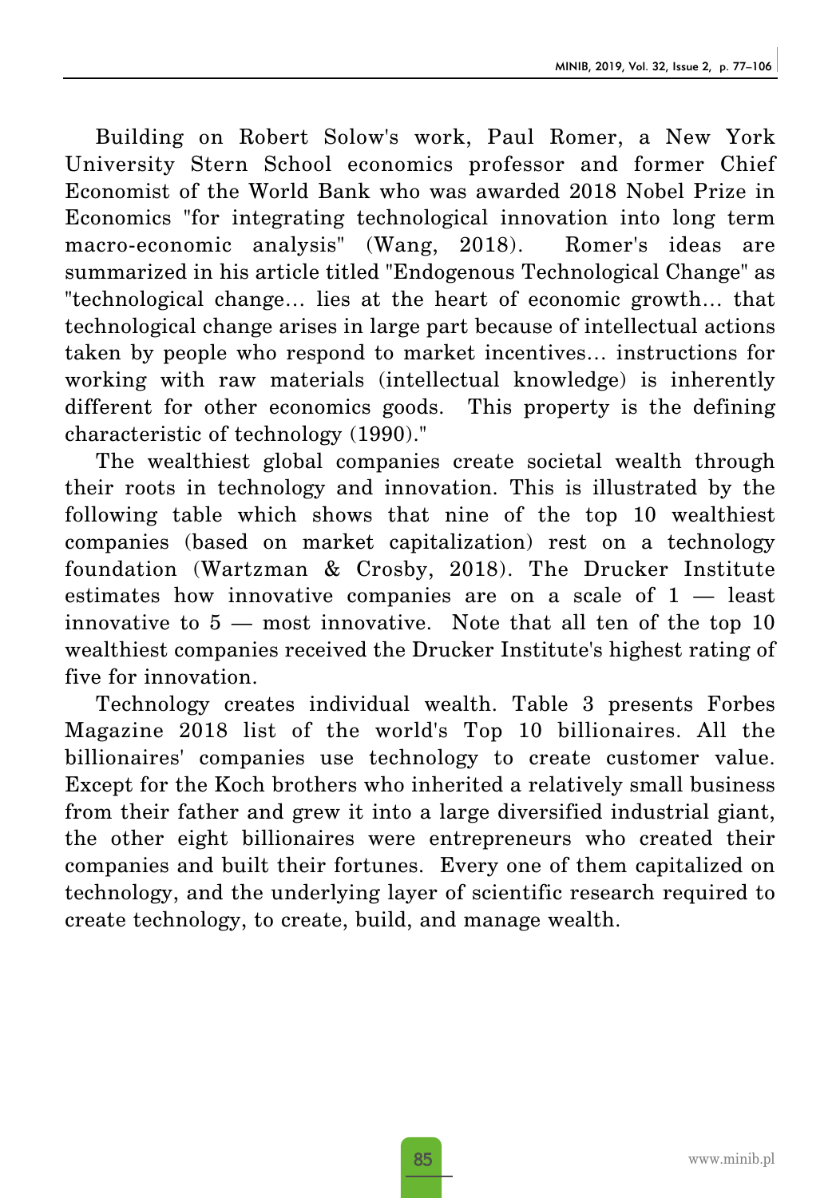Building on Robert Solow's work, Paul Romer, a New York University Stern School economics professor and former Chief Economist of the World Bank who was awarded 2018 Nobel Prize in Economics "for integrating technological innovation into long term macro-economic analysis" (Wang, 2018). Romer's ideas are summarized in his article titled "Endogenous Technological Change" as "technological change… lies at the heart of economic growth… that technological change arises in large part because of intellectual actions taken by people who respond to market incentives… instructions for working with raw materials (intellectual knowledge) is inherently different for other economics goods. This property is the defining characteristic of technology (1990)."

The wealthiest global companies create societal wealth through their roots in technology and innovation. This is illustrated by the following table which shows that nine of the top 10 wealthiest companies (based on market capitalization) rest on a technology foundation (Wartzman & Crosby, 2018). The Drucker Institute estimates how innovative companies are on a scale of 1 — least innovative to 5 — most innovative. Note that all ten of the top 10 wealthiest companies received the Drucker Institute's highest rating of five for innovation.

Technology creates individual wealth. Table 3 presents Forbes Magazine 2018 list of the world's Top 10 billionaires. All the billionaires' companies use technology to create customer value. Except for the Koch brothers who inherited a relatively small business from their father and grew it into a large diversified industrial giant, the other eight billionaires were entrepreneurs who created their companies and built their fortunes. Every one of them capitalized on technology, and the underlying layer of scientific research required to create technology, to create, build, and manage wealth.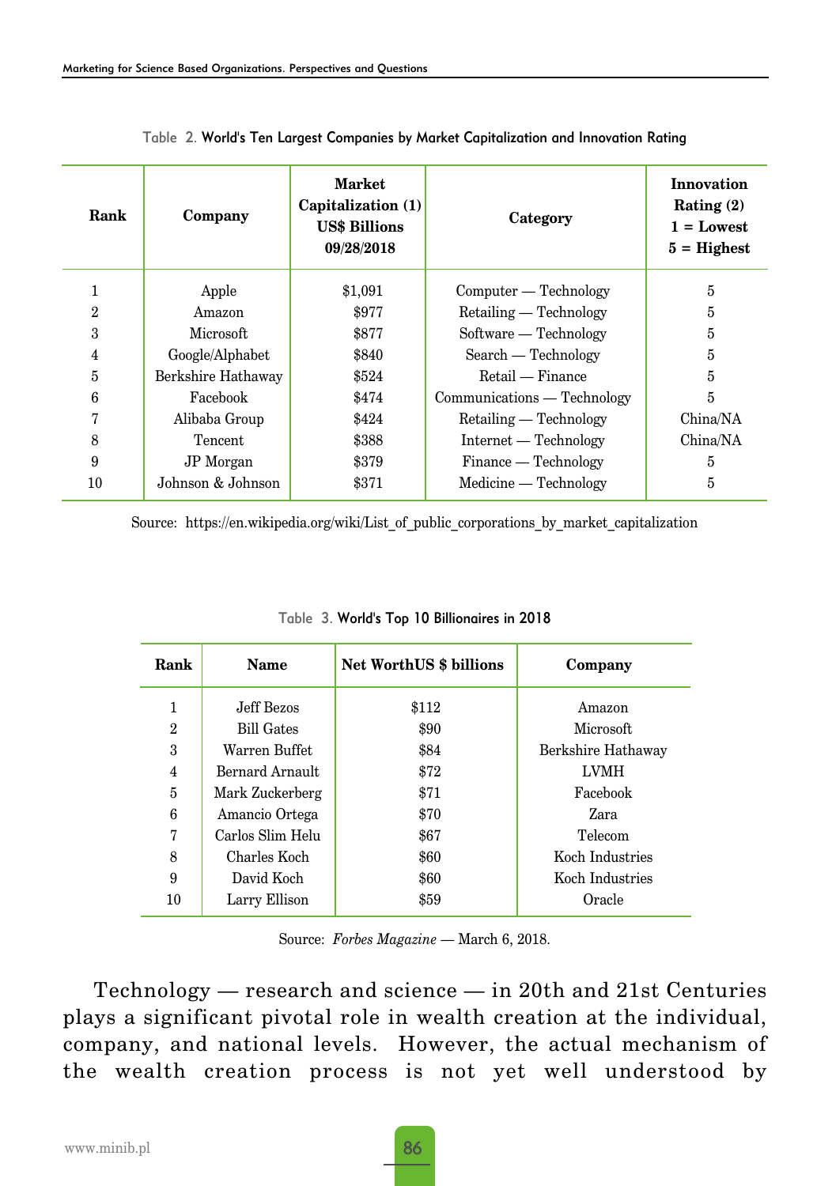Table 2. World's Ten Largest Companies by Market Capitalization and Innovation Rating

| Rank | Company | Market Capitalization (1) US$ Billions 09/28/2018 | Category | Innovation Rating (2) 1 = Lowest 5 = Highest |
|---|---|---|---|---|
| 1 | Apple | $1,091 | Computer — Technology | 5 |
| 2 | Amazon | $977 | Retailing — Technology | 5 |
| 3 | Microsoft | $877 | Software — Technology | 5 |
| 4 | Google/Alphabet | $840 | Search — Technology | 5 |
| 5 | Berkshire Hathaway | $524 | Retail — Finance | 5 |
| 6 | Facebook | $474 | Communications — Technology | 5 |
| 7 | Alibaba Group | $424 | Retailing — Technology | China/NA |
| 8 | Tencent | $388 | Internet — Technology | China/NA |
| 9 | JP Morgan | $379 | Finance — Technology | 5 |
| 10 | Johnson & Johnson | $371 | Medicine — Technology | 5 |

Source: https://en.wikipedia.org/wiki/List_of_public_corporations_by_market_capitalization

Table 3. World's Top 10 Billionaires in 2018

| Rank | Name | Net WorthUS $ billions | Company |
|---|---|---|---|
| 1 | Jeff Bezos | $112 | Amazon |
| 2 | Bill Gates | $90 | Microsoft |
| 3 | Warren Buffet | $84 | Berkshire Hathaway |
| 4 | Bernard Arnault | $72 | LVMH |
| 5 | Mark Zuckerberg | $71 | Facebook |
| 6 | Amancio Ortega | $70 | Zara |
| 7 | Carlos Slim Helu | $67 | Telecom |
| 8 | Charles Koch | $60 | Koch Industries |
| 9 | David Koch | $60 | Koch Industries |
| 10 | Larry Ellison | $59 | Oracle |

Source: *Forbes Magazine* — March 6, 2018.

Technology — research and science — in 20th and 21st Centuries plays a significant pivotal role in wealth creation at the individual, company, and national levels. However, the actual mechanism of the wealth creation process is not yet well understood by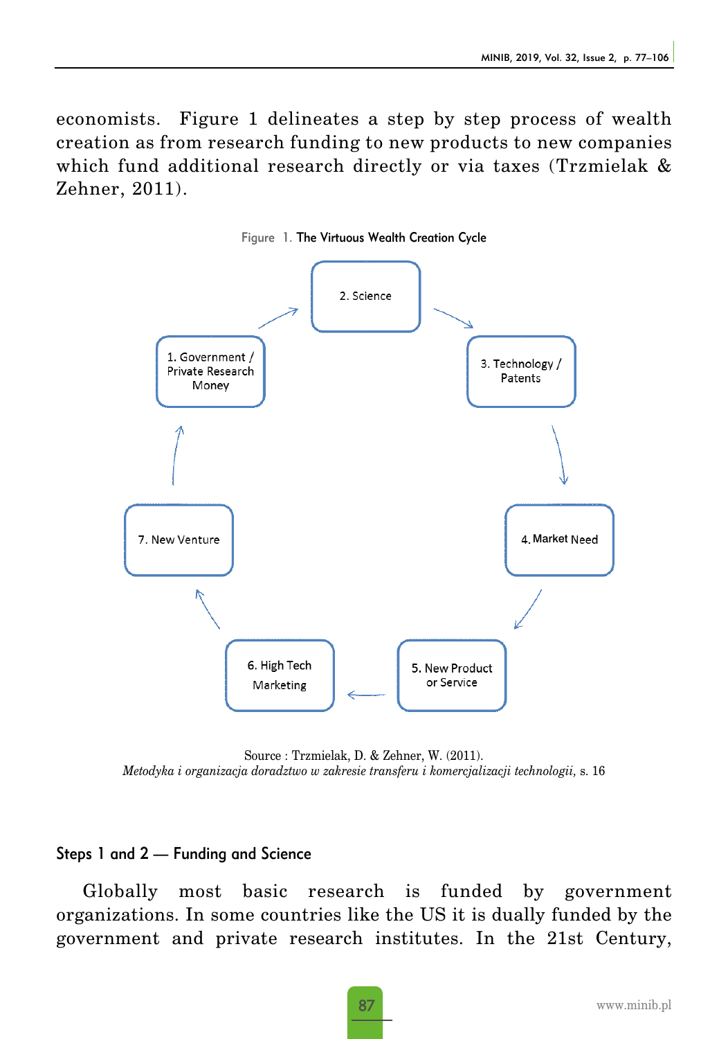economists. Figure 1 delineates a step by step process of wealth creation as from research funding to new products to new companies which fund additional research directly or via taxes (Trzmielak & Zehner, 2011).

Figure 1. The Virtuous Wealth Creation Cycle

1. Government / Private Research Money

2. Science

3. Technology / Patents

4. Market Need

5. New Product or Service

6. High Tech Marketing

7. New Venture

Source : Trzmielak, D. & Zehner, W. (2011).
*Metodyka i organizacja doradztwo w zakresie transferu i komercjalizacji technologii,* s. 16

### Steps 1 and 2 — Funding and Science

Globally most basic research is funded by government organizations. In some countries like the US it is dually funded by the government and private research institutes. In the 21st Century,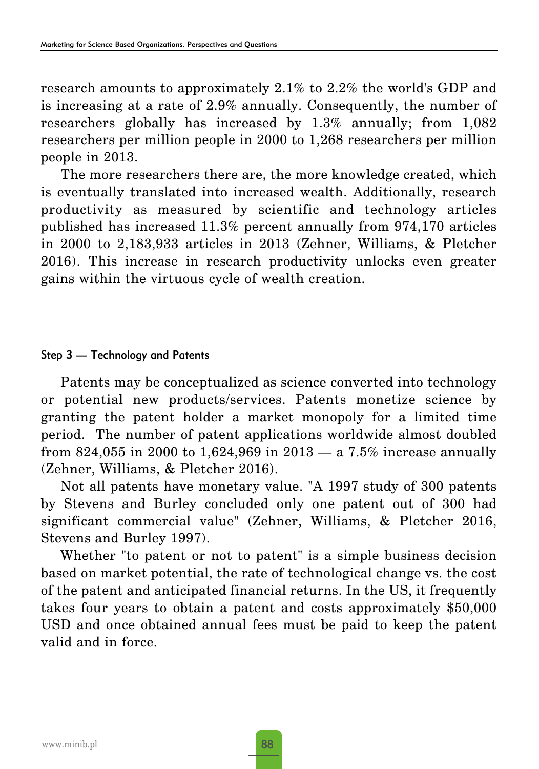research amounts to approximately 2.1% to 2.2% the world's GDP and is increasing at a rate of 2.9% annually. Consequently, the number of researchers globally has increased by 1.3% annually; from 1,082 researchers per million people in 2000 to 1,268 researchers per million people in 2013.

The more researchers there are, the more knowledge created, which is eventually translated into increased wealth. Additionally, research productivity as measured by scientific and technology articles published has increased 11.3% percent annually from 974,170 articles in 2000 to 2,183,933 articles in 2013 (Zehner, Williams, & Pletcher 2016). This increase in research productivity unlocks even greater gains within the virtuous cycle of wealth creation.

### Step 3 — Technology and Patents

Patents may be conceptualized as science converted into technology or potential new products/services. Patents monetize science by granting the patent holder a market monopoly for a limited time period. The number of patent applications worldwide almost doubled from 824,055 in 2000 to 1,624,969 in 2013 — a 7.5% increase annually (Zehner, Williams, & Pletcher 2016).

Not all patents have monetary value. "A 1997 study of 300 patents by Stevens and Burley concluded only one patent out of 300 had significant commercial value" (Zehner, Williams, & Pletcher 2016, Stevens and Burley 1997).

Whether "to patent or not to patent" is a simple business decision based on market potential, the rate of technological change vs. the cost of the patent and anticipated financial returns. In the US, it frequently takes four years to obtain a patent and costs approximately $50,000 USD and once obtained annual fees must be paid to keep the patent valid and in force.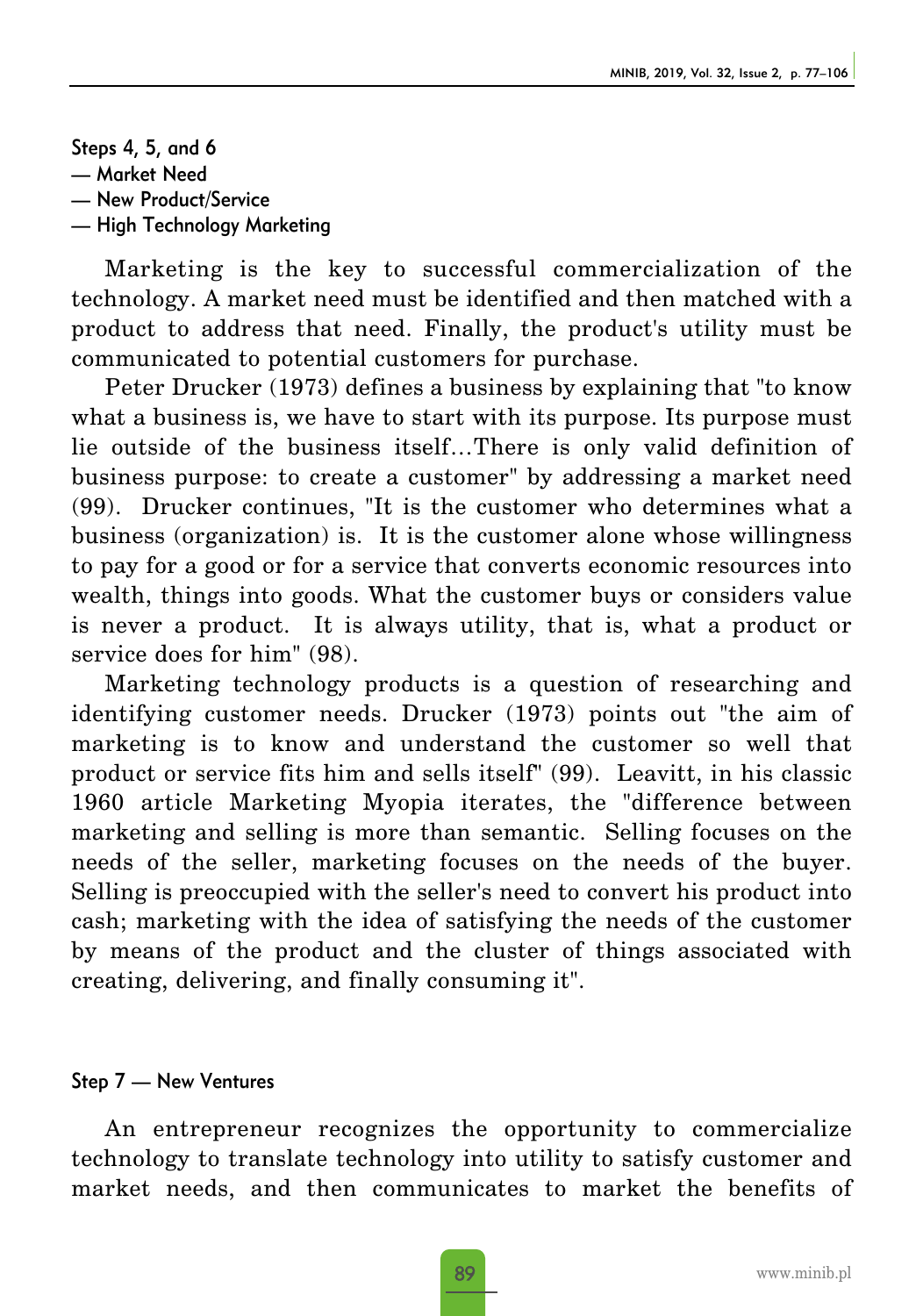### Steps 4, 5, and 6
### — Market Need
### — New Product/Service
### — High Technology Marketing

Marketing is the key to successful commercialization of the technology. A market need must be identified and then matched with a product to address that need. Finally, the product's utility must be communicated to potential customers for purchase.

Peter Drucker (1973) defines a business by explaining that "to know what a business is, we have to start with its purpose. Its purpose must lie outside of the business itself…There is only valid definition of business purpose: to create a customer" by addressing a market need (99). Drucker continues, "It is the customer who determines what a business (organization) is. It is the customer alone whose willingness to pay for a good or for a service that converts economic resources into wealth, things into goods. What the customer buys or considers value is never a product. It is always utility, that is, what a product or service does for him" (98).

Marketing technology products is a question of researching and identifying customer needs. Drucker (1973) points out "the aim of marketing is to know and understand the customer so well that product or service fits him and sells itself" (99). Leavitt, in his classic 1960 article Marketing Myopia iterates, the "difference between marketing and selling is more than semantic. Selling focuses on the needs of the seller, marketing focuses on the needs of the buyer. Selling is preoccupied with the seller's need to convert his product into cash; marketing with the idea of satisfying the needs of the customer by means of the product and the cluster of things associated with creating, delivering, and finally consuming it".

### Step 7 — New Ventures

An entrepreneur recognizes the opportunity to commercialize technology to translate technology into utility to satisfy customer and market needs, and then communicates to market the benefits of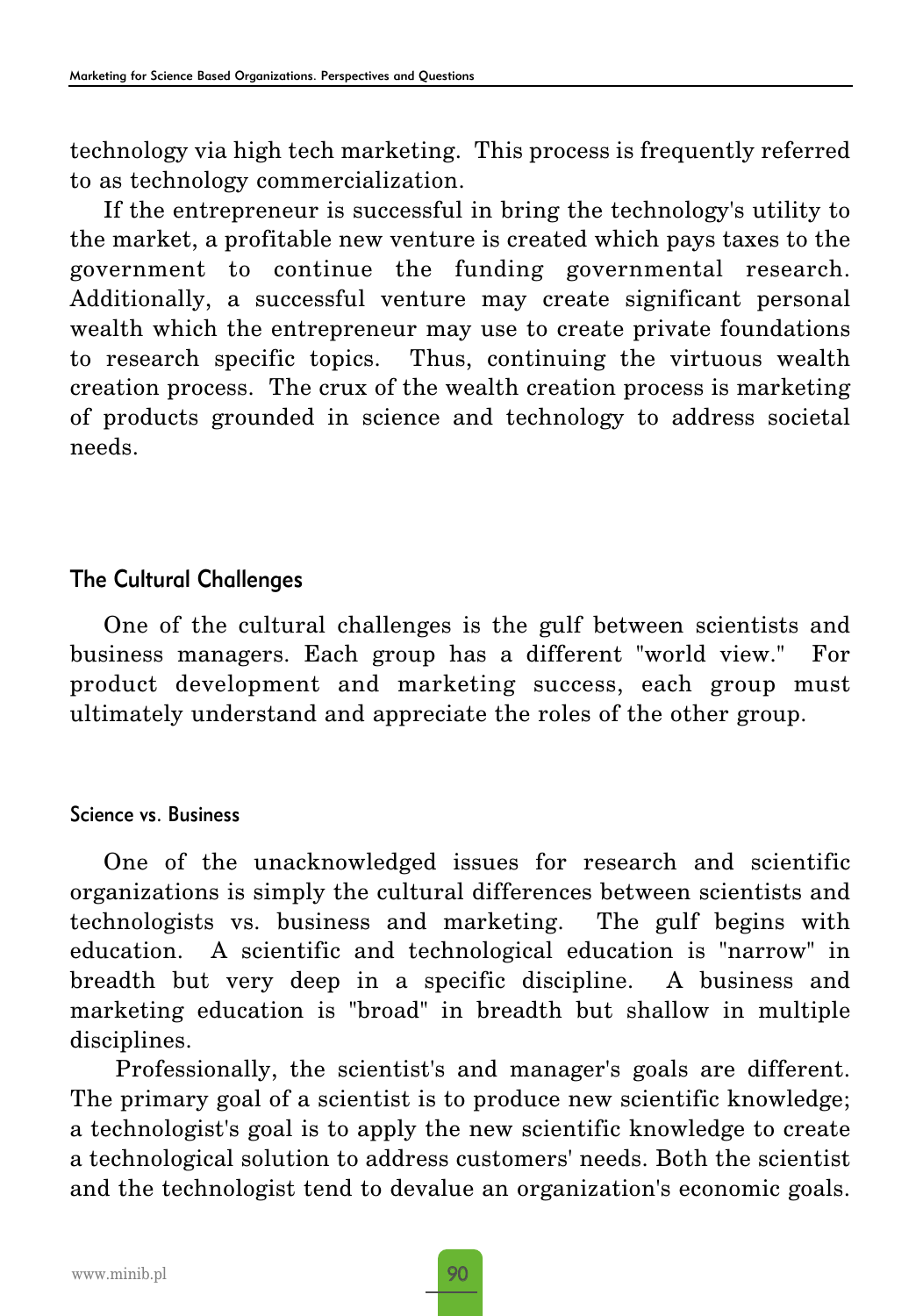technology via high tech marketing. This process is frequently referred to as technology commercialization.

If the entrepreneur is successful in bring the technology's utility to the market, a profitable new venture is created which pays taxes to the government to continue the funding governmental research. Additionally, a successful venture may create significant personal wealth which the entrepreneur may use to create private foundations to research specific topics. Thus, continuing the virtuous wealth creation process. The crux of the wealth creation process is marketing of products grounded in science and technology to address societal needs.

## The Cultural Challenges

One of the cultural challenges is the gulf between scientists and business managers. Each group has a different "world view." For product development and marketing success, each group must ultimately understand and appreciate the roles of the other group.

### Science vs. Business

One of the unacknowledged issues for research and scientific organizations is simply the cultural differences between scientists and technologists vs. business and marketing. The gulf begins with education. A scientific and technological education is "narrow" in breadth but very deep in a specific discipline. A business and marketing education is "broad" in breadth but shallow in multiple disciplines.

Professionally, the scientist's and manager's goals are different. The primary goal of a scientist is to produce new scientific knowledge; a technologist's goal is to apply the new scientific knowledge to create a technological solution to address customers' needs. Both the scientist and the technologist tend to devalue an organization's economic goals.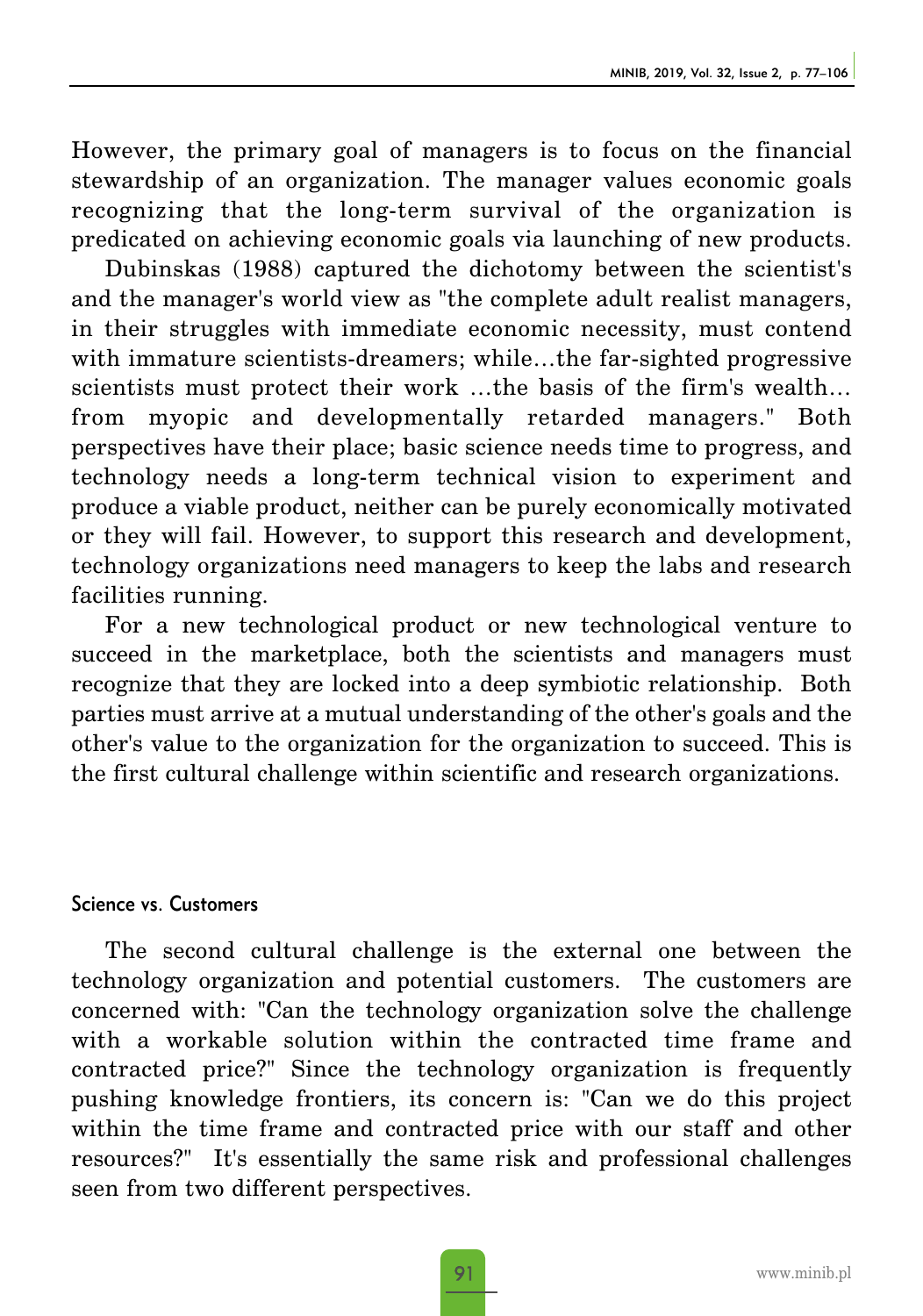However, the primary goal of managers is to focus on the financial stewardship of an organization. The manager values economic goals recognizing that the long-term survival of the organization is predicated on achieving economic goals via launching of new products.

Dubinskas (1988) captured the dichotomy between the scientist's and the manager's world view as "the complete adult realist managers, in their struggles with immediate economic necessity, must contend with immature scientists-dreamers; while…the far-sighted progressive scientists must protect their work …the basis of the firm's wealth… from myopic and developmentally retarded managers." Both perspectives have their place; basic science needs time to progress, and technology needs a long-term technical vision to experiment and produce a viable product, neither can be purely economically motivated or they will fail. However, to support this research and development, technology organizations need managers to keep the labs and research facilities running.

For a new technological product or new technological venture to succeed in the marketplace, both the scientists and managers must recognize that they are locked into a deep symbiotic relationship. Both parties must arrive at a mutual understanding of the other's goals and the other's value to the organization for the organization to succeed. This is the first cultural challenge within scientific and research organizations.

### Science vs. Customers

The second cultural challenge is the external one between the technology organization and potential customers. The customers are concerned with: "Can the technology organization solve the challenge with a workable solution within the contracted time frame and contracted price?" Since the technology organization is frequently pushing knowledge frontiers, its concern is: "Can we do this project within the time frame and contracted price with our staff and other resources?" It's essentially the same risk and professional challenges seen from two different perspectives.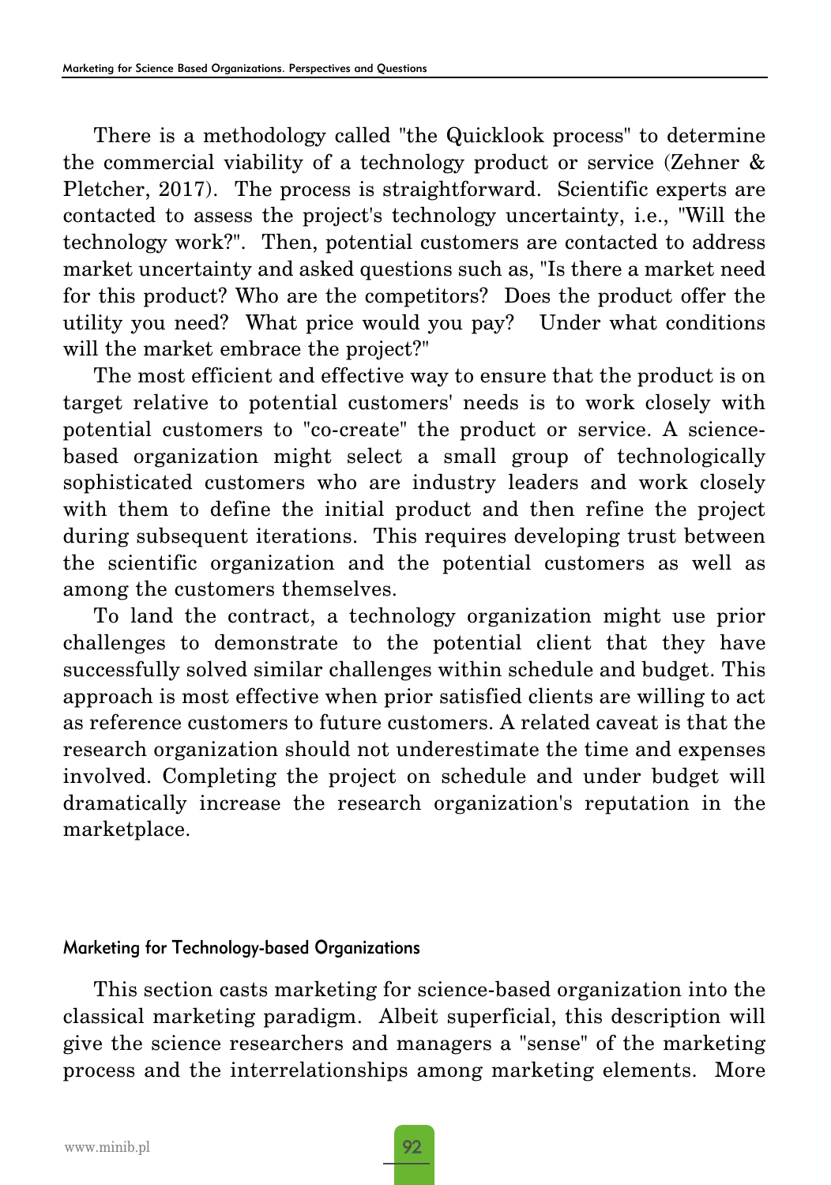There is a methodology called "the Quicklook process" to determine the commercial viability of a technology product or service (Zehner & Pletcher, 2017). The process is straightforward. Scientific experts are contacted to assess the project's technology uncertainty, i.e., "Will the technology work?". Then, potential customers are contacted to address market uncertainty and asked questions such as, "Is there a market need for this product? Who are the competitors? Does the product offer the utility you need? What price would you pay? Under what conditions will the market embrace the project?"

The most efficient and effective way to ensure that the product is on target relative to potential customers' needs is to work closely with potential customers to "co-create" the product or service. A science-based organization might select a small group of technologically sophisticated customers who are industry leaders and work closely with them to define the initial product and then refine the project during subsequent iterations. This requires developing trust between the scientific organization and the potential customers as well as among the customers themselves.

To land the contract, a technology organization might use prior challenges to demonstrate to the potential client that they have successfully solved similar challenges within schedule and budget. This approach is most effective when prior satisfied clients are willing to act as reference customers to future customers. A related caveat is that the research organization should not underestimate the time and expenses involved. Completing the project on schedule and under budget will dramatically increase the research organization's reputation in the marketplace.

### Marketing for Technology-based Organizations

This section casts marketing for science-based organization into the classical marketing paradigm. Albeit superficial, this description will give the science researchers and managers a "sense" of the marketing process and the interrelationships among marketing elements. More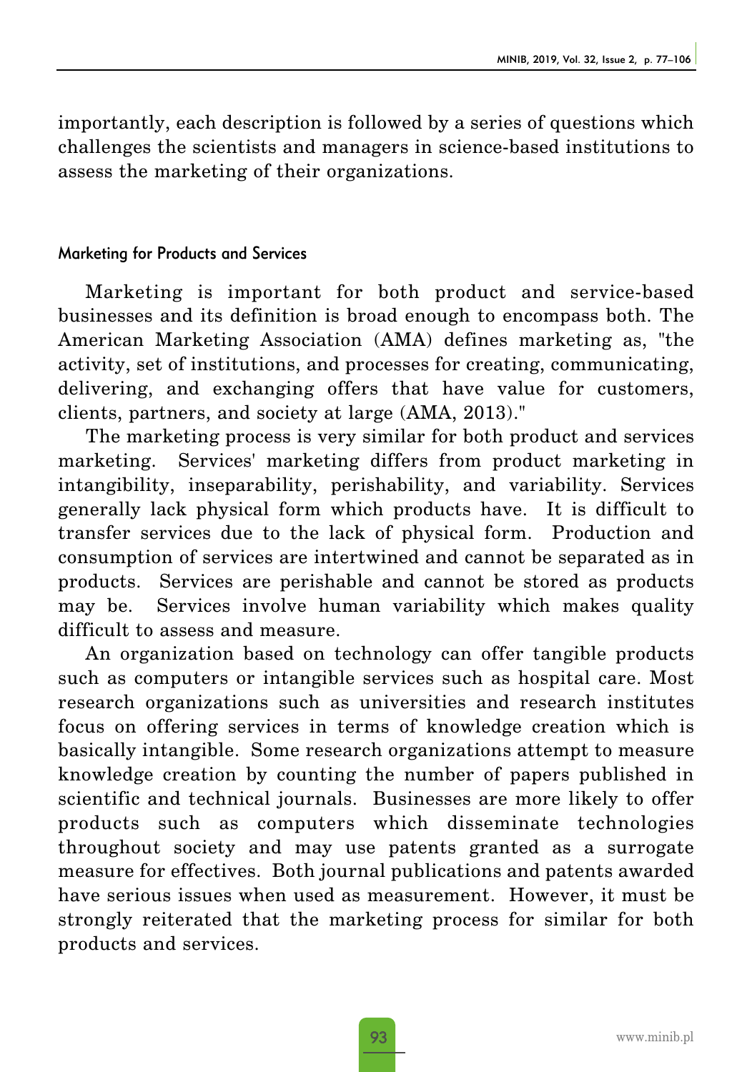importantly, each description is followed by a series of questions which challenges the scientists and managers in science-based institutions to assess the marketing of their organizations.

## Marketing for Products and Services

Marketing is important for both product and service-based businesses and its definition is broad enough to encompass both. The American Marketing Association (AMA) defines marketing as, "the activity, set of institutions, and processes for creating, communicating, delivering, and exchanging offers that have value for customers, clients, partners, and society at large (AMA, 2013)."

The marketing process is very similar for both product and services marketing. Services' marketing differs from product marketing in intangibility, inseparability, perishability, and variability. Services generally lack physical form which products have. It is difficult to transfer services due to the lack of physical form. Production and consumption of services are intertwined and cannot be separated as in products. Services are perishable and cannot be stored as products may be. Services involve human variability which makes quality difficult to assess and measure.

An organization based on technology can offer tangible products such as computers or intangible services such as hospital care. Most research organizations such as universities and research institutes focus on offering services in terms of knowledge creation which is basically intangible. Some research organizations attempt to measure knowledge creation by counting the number of papers published in scientific and technical journals. Businesses are more likely to offer products such as computers which disseminate technologies throughout society and may use patents granted as a surrogate measure for effectives. Both journal publications and patents awarded have serious issues when used as measurement. However, it must be strongly reiterated that the marketing process for similar for both products and services.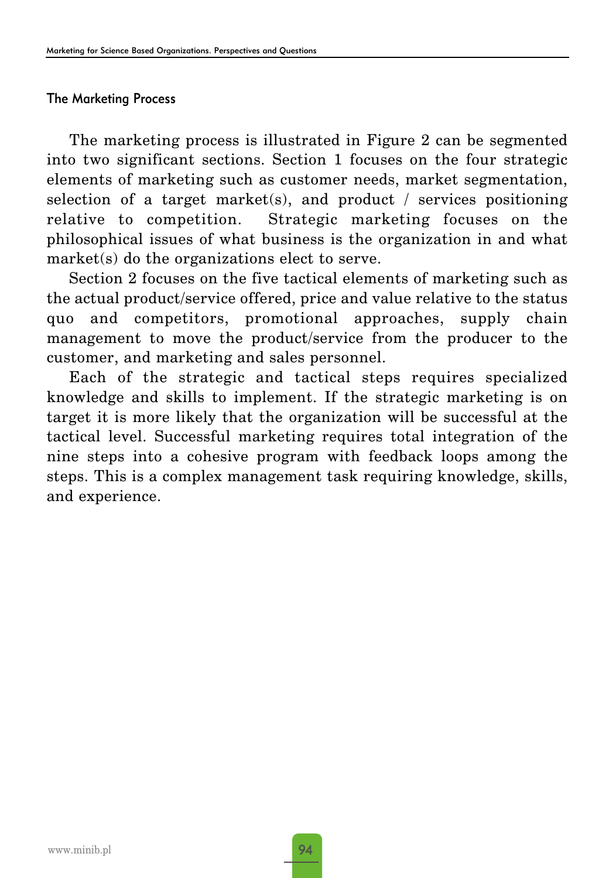### The Marketing Process

The marketing process is illustrated in Figure 2 can be segmented into two significant sections. Section 1 focuses on the four strategic elements of marketing such as customer needs, market segmentation, selection of a target market(s), and product / services positioning relative to competition. Strategic marketing focuses on the philosophical issues of what business is the organization in and what market(s) do the organizations elect to serve.

Section 2 focuses on the five tactical elements of marketing such as the actual product/service offered, price and value relative to the status quo and competitors, promotional approaches, supply chain management to move the product/service from the producer to the customer, and marketing and sales personnel.

Each of the strategic and tactical steps requires specialized knowledge and skills to implement. If the strategic marketing is on target it is more likely that the organization will be successful at the tactical level. Successful marketing requires total integration of the nine steps into a cohesive program with feedback loops among the steps. This is a complex management task requiring knowledge, skills, and experience.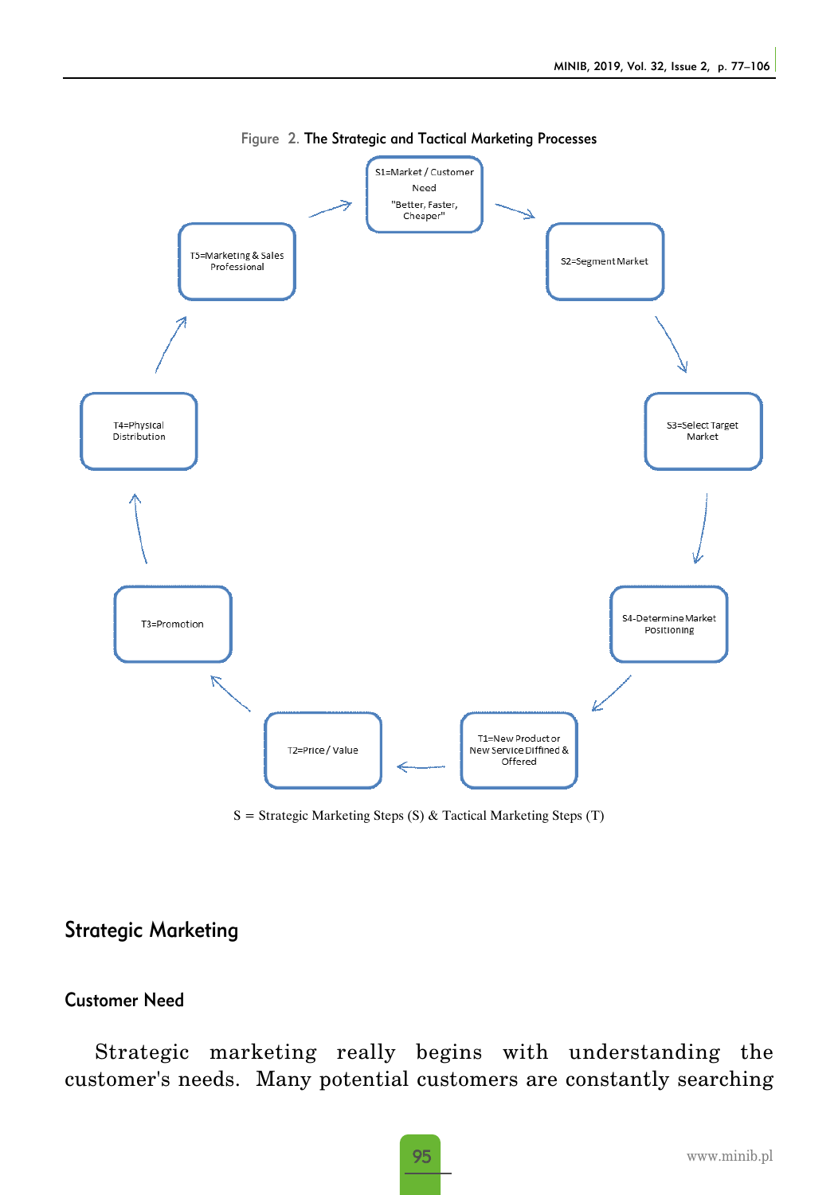Figure 2. The Strategic and Tactical Marketing Processes

S1=Market / Customer Need "Better, Faster, Cheaper"

S2=Segment Market

S3=Select Target Market

S4-Determine Market Positioning

T1=New Product or New Service Diffined & Offered

T2=Price / Value

T3=Promotion

T4=Physical Distribution

T5=Marketing & Sales Professional

S = Strategic Marketing Steps (S) & Tactical Marketing Steps (T)

## Strategic Marketing

### Customer Need

Strategic marketing really begins with understanding the customer's needs. Many potential customers are constantly searching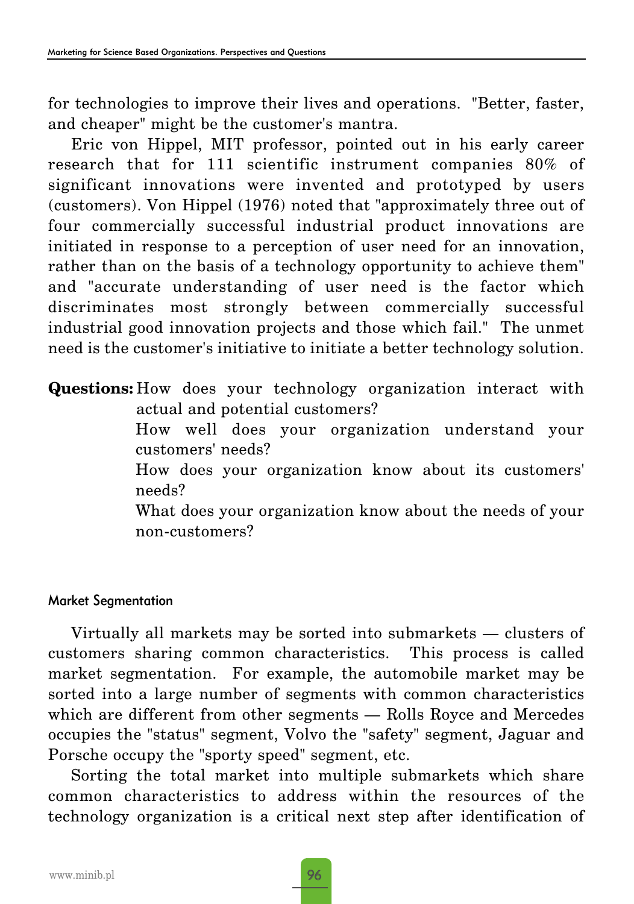for technologies to improve their lives and operations. "Better, faster, and cheaper" might be the customer's mantra.

Eric von Hippel, MIT professor, pointed out in his early career research that for 111 scientific instrument companies 80% of significant innovations were invented and prototyped by users (customers). Von Hippel (1976) noted that "approximately three out of four commercially successful industrial product innovations are initiated in response to a perception of user need for an innovation, rather than on the basis of a technology opportunity to achieve them" and "accurate understanding of user need is the factor which discriminates most strongly between commercially successful industrial good innovation projects and those which fail." The unmet need is the customer's initiative to initiate a better technology solution.

**Questions:** How does your technology organization interact with actual and potential customers?

How well does your organization understand your customers' needs?

How does your organization know about its customers' needs?

What does your organization know about the needs of your non-customers?

### Market Segmentation

Virtually all markets may be sorted into submarkets — clusters of customers sharing common characteristics. This process is called market segmentation. For example, the automobile market may be sorted into a large number of segments with common characteristics which are different from other segments — Rolls Royce and Mercedes occupies the "status" segment, Volvo the "safety" segment, Jaguar and Porsche occupy the "sporty speed" segment, etc.

Sorting the total market into multiple submarkets which share common characteristics to address within the resources of the technology organization is a critical next step after identification of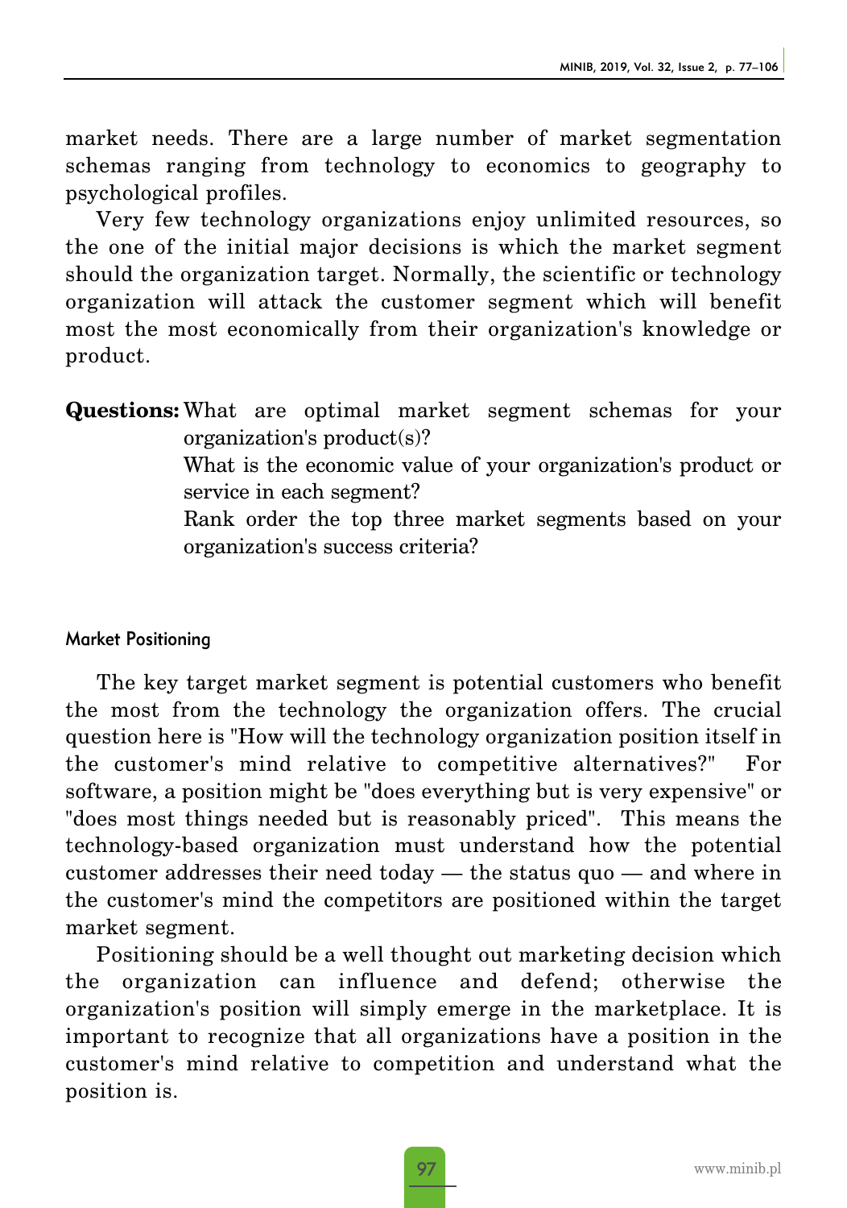market needs. There are a large number of market segmentation schemas ranging from technology to economics to geography to psychological profiles.

Very few technology organizations enjoy unlimited resources, so the one of the initial major decisions is which the market segment should the organization target. Normally, the scientific or technology organization will attack the customer segment which will benefit most the most economically from their organization's knowledge or product.

**Questions:** What are optimal market segment schemas for your organization's product(s)?
What is the economic value of your organization's product or service in each segment?
Rank order the top three market segments based on your organization's success criteria?

### Market Positioning

The key target market segment is potential customers who benefit the most from the technology the organization offers. The crucial question here is "How will the technology organization position itself in the customer's mind relative to competitive alternatives?" For software, a position might be "does everything but is very expensive" or "does most things needed but is reasonably priced". This means the technology-based organization must understand how the potential customer addresses their need today — the status quo — and where in the customer's mind the competitors are positioned within the target market segment.

Positioning should be a well thought out marketing decision which the organization can influence and defend; otherwise the organization's position will simply emerge in the marketplace. It is important to recognize that all organizations have a position in the customer's mind relative to competition and understand what the position is.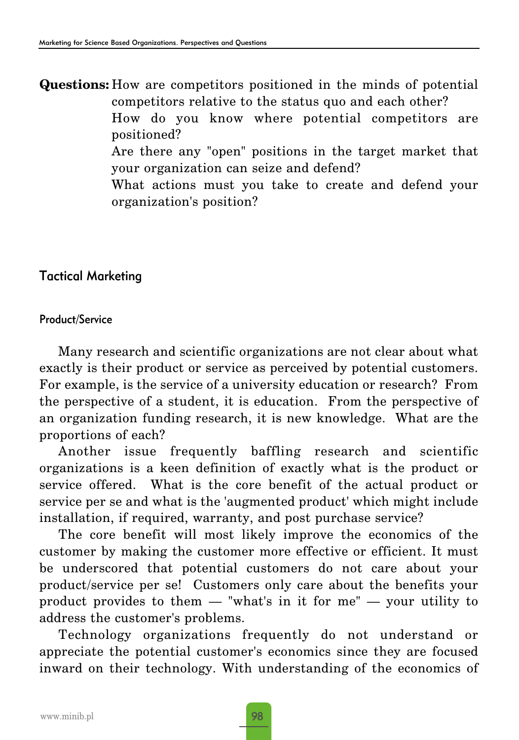**Questions:** How are competitors positioned in the minds of potential competitors relative to the status quo and each other?

How do you know where potential competitors are positioned?

Are there any "open" positions in the target market that your organization can seize and defend?

What actions must you take to create and defend your organization's position?

## Tactical Marketing

### Product/Service

Many research and scientific organizations are not clear about what exactly is their product or service as perceived by potential customers. For example, is the service of a university education or research? From the perspective of a student, it is education. From the perspective of an organization funding research, it is new knowledge. What are the proportions of each?

Another issue frequently baffling research and scientific organizations is a keen definition of exactly what is the product or service offered. What is the core benefit of the actual product or service per se and what is the 'augmented product' which might include installation, if required, warranty, and post purchase service?

The core benefit will most likely improve the economics of the customer by making the customer more effective or efficient. It must be underscored that potential customers do not care about your product/service per se! Customers only care about the benefits your product provides to them — "what's in it for me" — your utility to address the customer's problems.

Technology organizations frequently do not understand or appreciate the potential customer's economics since they are focused inward on their technology. With understanding of the economics of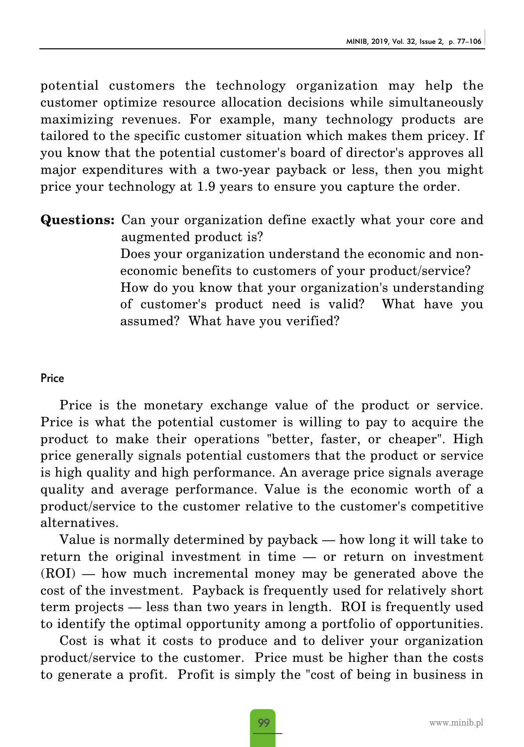potential customers the technology organization may help the customer optimize resource allocation decisions while simultaneously maximizing revenues. For example, many technology products are tailored to the specific customer situation which makes them pricey. If you know that the potential customer's board of director's approves all major expenditures with a two-year payback or less, then you might price your technology at 1.9 years to ensure you capture the order.

**Questions:** Can your organization define exactly what your core and augmented product is?
Does your organization understand the economic and non-economic benefits to customers of your product/service?
How do you know that your organization's understanding of customer's product need is valid? What have you assumed? What have you verified?

### Price

Price is the monetary exchange value of the product or service. Price is what the potential customer is willing to pay to acquire the product to make their operations "better, faster, or cheaper". High price generally signals potential customers that the product or service is high quality and high performance. An average price signals average quality and average performance. Value is the economic worth of a product/service to the customer relative to the customer's competitive alternatives.

Value is normally determined by payback — how long it will take to return the original investment in time — or return on investment (ROI) — how much incremental money may be generated above the cost of the investment. Payback is frequently used for relatively short term projects — less than two years in length. ROI is frequently used to identify the optimal opportunity among a portfolio of opportunities.

Cost is what it costs to produce and to deliver your organization product/service to the customer. Price must be higher than the costs to generate a profit. Profit is simply the "cost of being in business in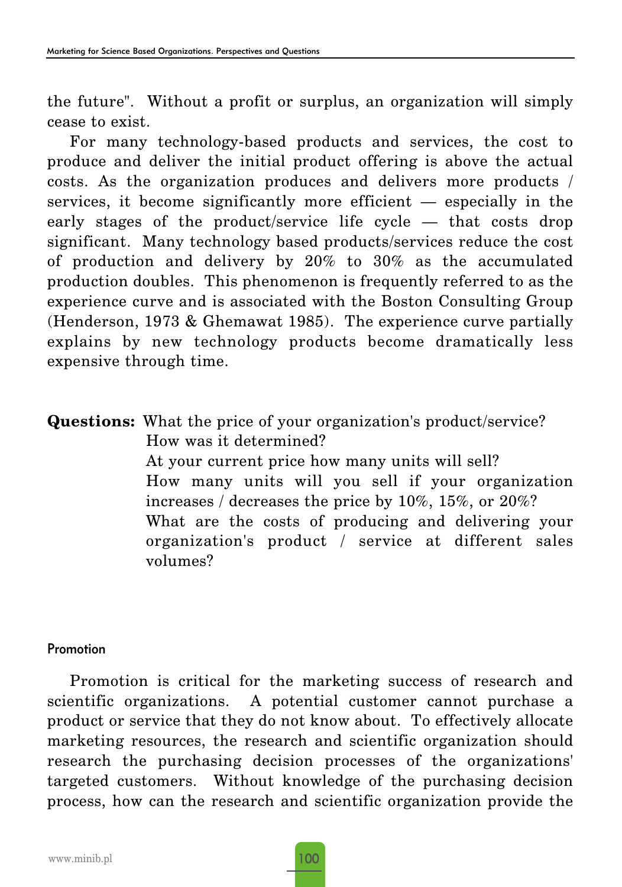the future". Without a profit or surplus, an organization will simply cease to exist.

For many technology-based products and services, the cost to produce and deliver the initial product offering is above the actual costs. As the organization produces and delivers more products / services, it become significantly more efficient — especially in the early stages of the product/service life cycle — that costs drop significant. Many technology based products/services reduce the cost of production and delivery by 20% to 30% as the accumulated production doubles. This phenomenon is frequently referred to as the experience curve and is associated with the Boston Consulting Group (Henderson, 1973 & Ghemawat 1985). The experience curve partially explains by new technology products become dramatically less expensive through time.

**Questions:** What the price of your organization's product/service?
How was it determined?
At your current price how many units will sell?
How many units will you sell if your organization increases / decreases the price by 10%, 15%, or 20%?
What are the costs of producing and delivering your organization's product / service at different sales volumes?

#### Promotion

Promotion is critical for the marketing success of research and scientific organizations. A potential customer cannot purchase a product or service that they do not know about. To effectively allocate marketing resources, the research and scientific organization should research the purchasing decision processes of the organizations' targeted customers. Without knowledge of the purchasing decision process, how can the research and scientific organization provide the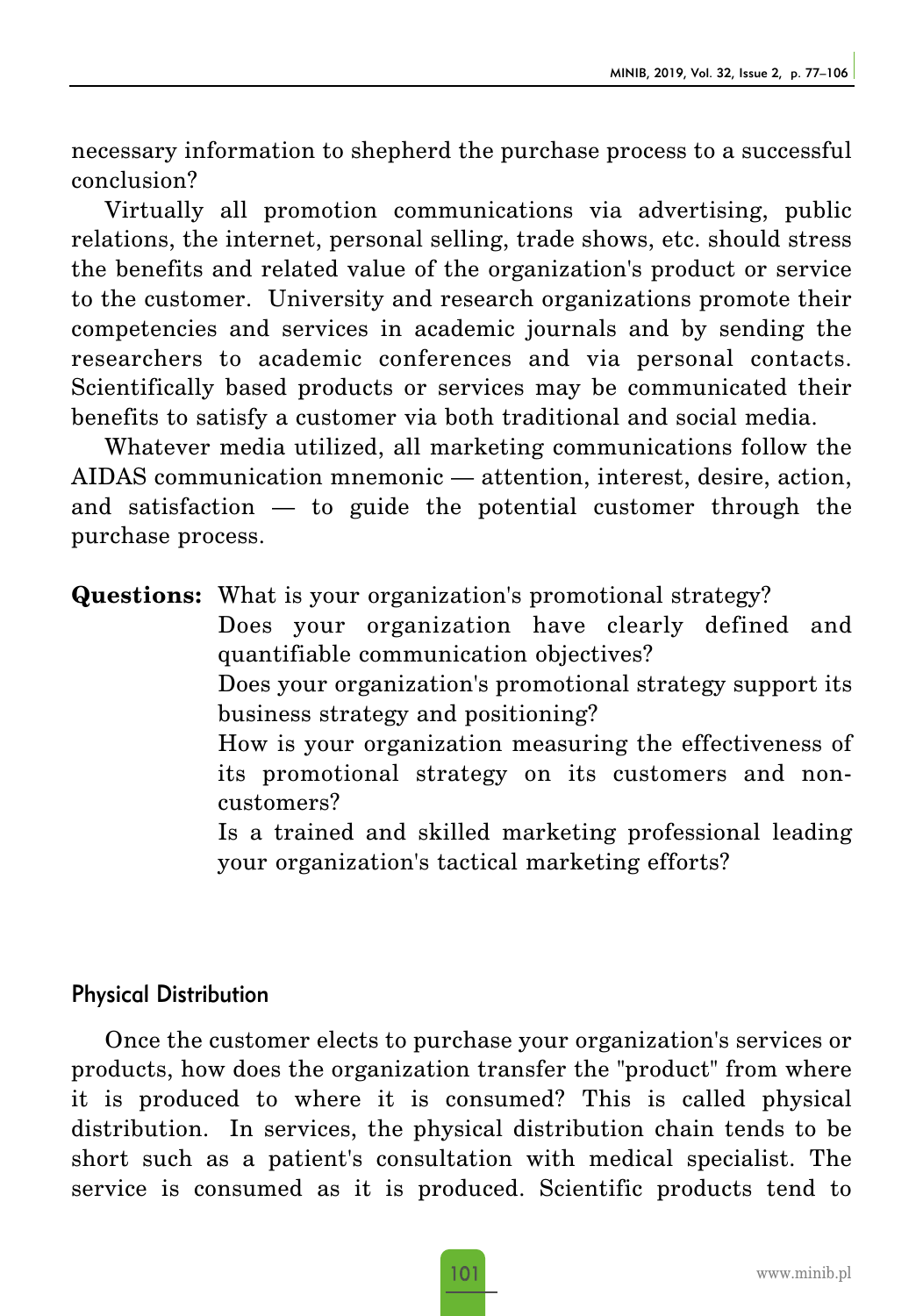necessary information to shepherd the purchase process to a successful conclusion?

Virtually all promotion communications via advertising, public relations, the internet, personal selling, trade shows, etc. should stress the benefits and related value of the organization's product or service to the customer. University and research organizations promote their competencies and services in academic journals and by sending the researchers to academic conferences and via personal contacts. Scientifically based products or services may be communicated their benefits to satisfy a customer via both traditional and social media.

Whatever media utilized, all marketing communications follow the AIDAS communication mnemonic — attention, interest, desire, action, and satisfaction — to guide the potential customer through the purchase process.

**Questions:** What is your organization's promotional strategy?
Does your organization have clearly defined and quantifiable communication objectives?
Does your organization's promotional strategy support its business strategy and positioning?
How is your organization measuring the effectiveness of its promotional strategy on its customers and non-customers?
Is a trained and skilled marketing professional leading your organization's tactical marketing efforts?

## Physical Distribution

Once the customer elects to purchase your organization's services or products, how does the organization transfer the "product" from where it is produced to where it is consumed? This is called physical distribution. In services, the physical distribution chain tends to be short such as a patient's consultation with medical specialist. The service is consumed as it is produced. Scientific products tend to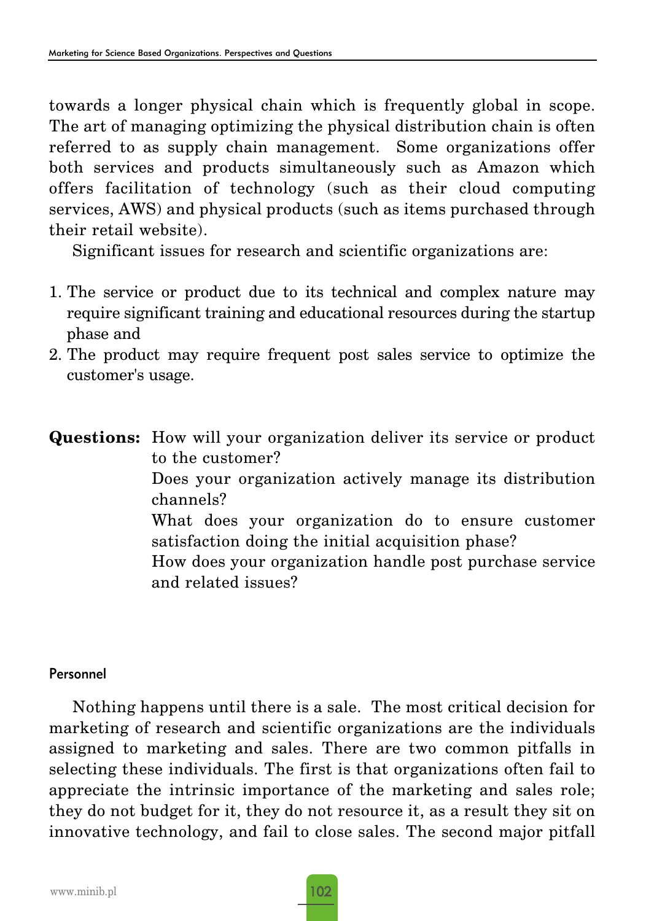towards a longer physical chain which is frequently global in scope. The art of managing optimizing the physical distribution chain is often referred to as supply chain management. Some organizations offer both services and products simultaneously such as Amazon which offers facilitation of technology (such as their cloud computing services, AWS) and physical products (such as items purchased through their retail website).

Significant issues for research and scientific organizations are:

1. The service or product due to its technical and complex nature may require significant training and educational resources during the startup phase and
2. The product may require frequent post sales service to optimize the customer's usage.

**Questions:** How will your organization deliver its service or product to the customer?

Does your organization actively manage its distribution channels?

What does your organization do to ensure customer satisfaction doing the initial acquisition phase?

How does your organization handle post purchase service and related issues?

## Personnel

Nothing happens until there is a sale. The most critical decision for marketing of research and scientific organizations are the individuals assigned to marketing and sales. There are two common pitfalls in selecting these individuals. The first is that organizations often fail to appreciate the intrinsic importance of the marketing and sales role; they do not budget for it, they do not resource it, as a result they sit on innovative technology, and fail to close sales. The second major pitfall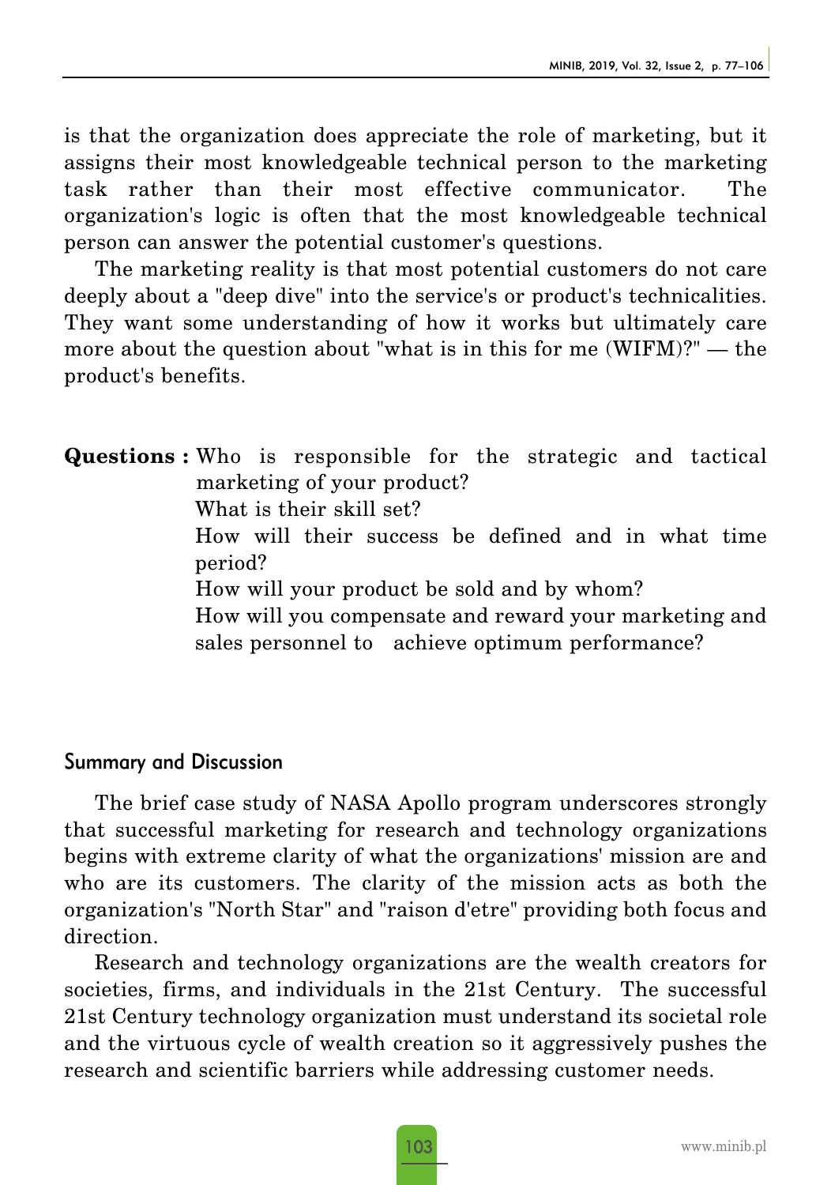is that the organization does appreciate the role of marketing, but it assigns their most knowledgeable technical person to the marketing task rather than their most effective communicator. The organization's logic is often that the most knowledgeable technical person can answer the potential customer's questions.

The marketing reality is that most potential customers do not care deeply about a "deep dive" into the service's or product's technicalities. They want some understanding of how it works but ultimately care more about the question about "what is in this for me (WIFM)?" — the product's benefits.

**Questions :** Who is responsible for the strategic and tactical marketing of your product?
What is their skill set?
How will their success be defined and in what time period?
How will your product be sold and by whom?
How will you compensate and reward your marketing and sales personnel to achieve optimum performance?

## Summary and Discussion

The brief case study of NASA Apollo program underscores strongly that successful marketing for research and technology organizations begins with extreme clarity of what the organizations' mission are and who are its customers. The clarity of the mission acts as both the organization's "North Star" and "raison d'etre" providing both focus and direction.

Research and technology organizations are the wealth creators for societies, firms, and individuals in the 21st Century. The successful 21st Century technology organization must understand its societal role and the virtuous cycle of wealth creation so it aggressively pushes the research and scientific barriers while addressing customer needs.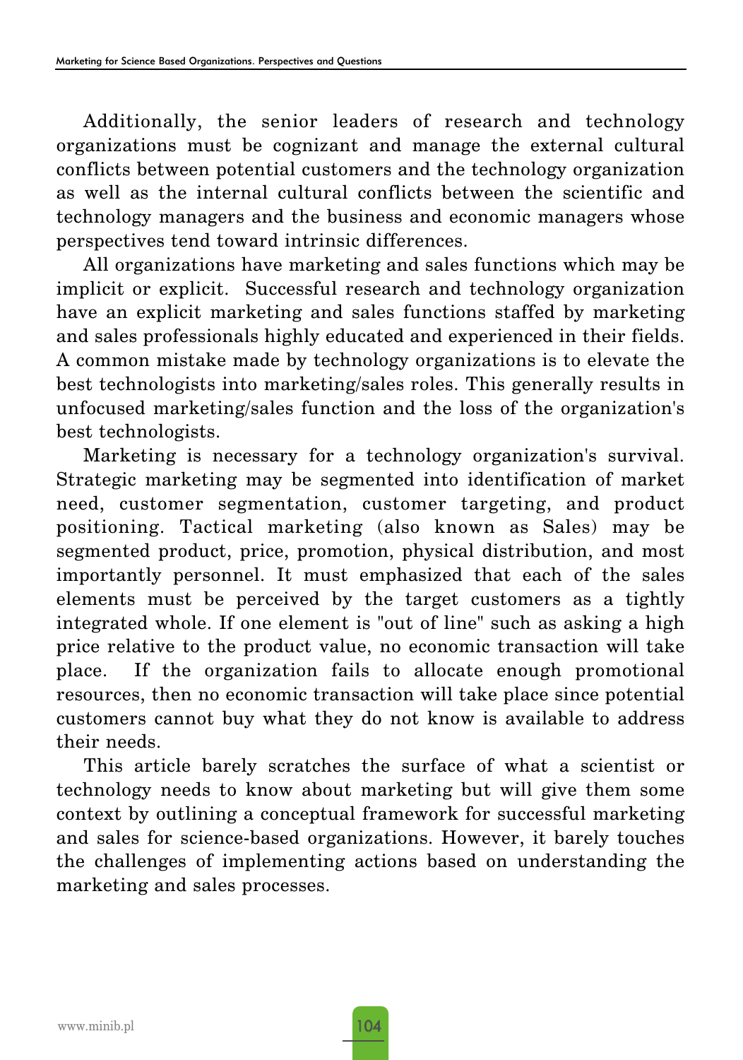Additionally, the senior leaders of research and technology organizations must be cognizant and manage the external cultural conflicts between potential customers and the technology organization as well as the internal cultural conflicts between the scientific and technology managers and the business and economic managers whose perspectives tend toward intrinsic differences.

All organizations have marketing and sales functions which may be implicit or explicit. Successful research and technology organization have an explicit marketing and sales functions staffed by marketing and sales professionals highly educated and experienced in their fields. A common mistake made by technology organizations is to elevate the best technologists into marketing/sales roles. This generally results in unfocused marketing/sales function and the loss of the organization's best technologists.

Marketing is necessary for a technology organization's survival. Strategic marketing may be segmented into identification of market need, customer segmentation, customer targeting, and product positioning. Tactical marketing (also known as Sales) may be segmented product, price, promotion, physical distribution, and most importantly personnel. It must emphasized that each of the sales elements must be perceived by the target customers as a tightly integrated whole. If one element is "out of line" such as asking a high price relative to the product value, no economic transaction will take place. If the organization fails to allocate enough promotional resources, then no economic transaction will take place since potential customers cannot buy what they do not know is available to address their needs.

This article barely scratches the surface of what a scientist or technology needs to know about marketing but will give them some context by outlining a conceptual framework for successful marketing and sales for science-based organizations. However, it barely touches the challenges of implementing actions based on understanding the marketing and sales processes.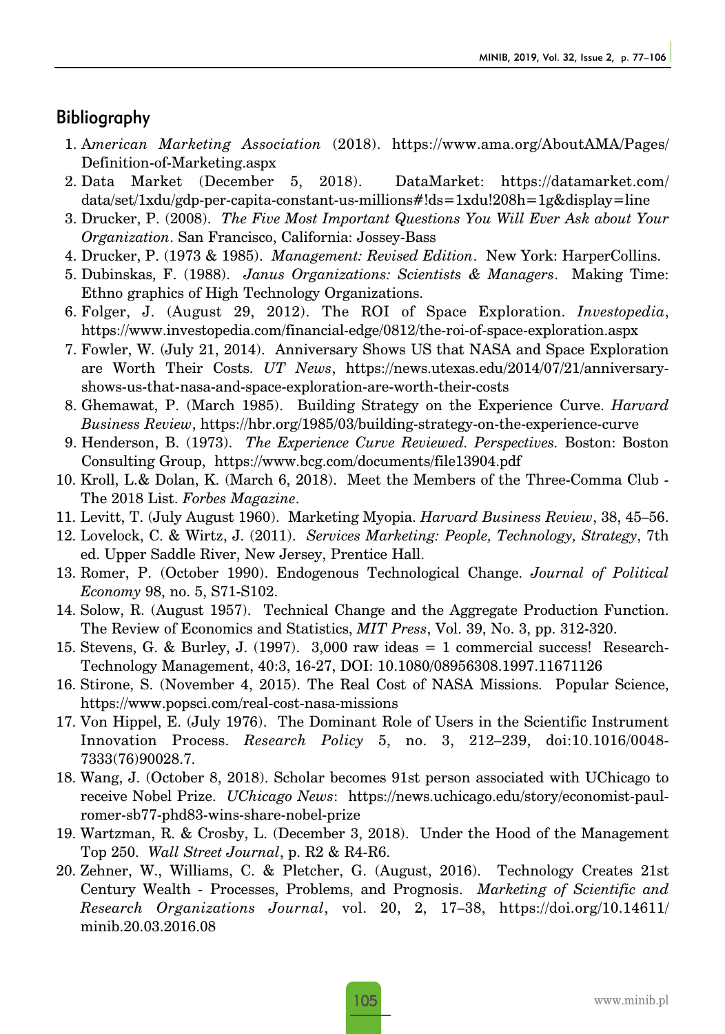## Bibliography

1. *American Marketing Association* (2018). https://www.ama.org/AboutAMA/Pages/Definition-of-Marketing.aspx
2. Data Market (December 5, 2018). DataMarket: https://datamarket.com/data/set/1xdu/gdp-per-capita-constant-us-millions#!ds=1xdu!208h=1g&display=line
3. Drucker, P. (2008). *The Five Most Important Questions You Will Ever Ask about Your Organization*. San Francisco, California: Jossey-Bass
4. Drucker, P. (1973 & 1985). *Management: Revised Edition*. New York: HarperCollins.
5. Dubinskas, F. (1988). *Janus Organizations: Scientists & Managers*. Making Time: Ethno graphics of High Technology Organizations.
6. Folger, J. (August 29, 2012). The ROI of Space Exploration. *Investopedia*, https://www.investopedia.com/financial-edge/0812/the-roi-of-space-exploration.aspx
7. Fowler, W. (July 21, 2014). Anniversary Shows US that NASA and Space Exploration are Worth Their Costs. *UT News*, https://news.utexas.edu/2014/07/21/anniversary-shows-us-that-nasa-and-space-exploration-are-worth-their-costs
8. Ghemawat, P. (March 1985). Building Strategy on the Experience Curve. *Harvard Business Review*, https://hbr.org/1985/03/building-strategy-on-the-experience-curve
9. Henderson, B. (1973). *The Experience Curve Reviewed. Perspectives.* Boston: Boston Consulting Group, https://www.bcg.com/documents/file13904.pdf
10. Kroll, L.& Dolan, K. (March 6, 2018). Meet the Members of the Three-Comma Club - The 2018 List. *Forbes Magazine*.
11. Levitt, T. (July August 1960). Marketing Myopia. *Harvard Business Review*, 38, 45–56.
12. Lovelock, C. & Wirtz, J. (2011). *Services Marketing: People, Technology, Strategy*, 7th ed. Upper Saddle River, New Jersey, Prentice Hall.
13. Romer, P. (October 1990). Endogenous Technological Change. *Journal of Political Economy* 98, no. 5, S71-S102.
14. Solow, R. (August 1957). Technical Change and the Aggregate Production Function. The Review of Economics and Statistics, *MIT Press*, Vol. 39, No. 3, pp. 312-320.
15. Stevens, G. & Burley, J. (1997). 3,000 raw ideas = 1 commercial success! Research-Technology Management, 40:3, 16-27, DOI: 10.1080/08956308.1997.11671126
16. Stirone, S. (November 4, 2015). The Real Cost of NASA Missions. Popular Science, https://www.popsci.com/real-cost-nasa-missions
17. Von Hippel, E. (July 1976). The Dominant Role of Users in the Scientific Instrument Innovation Process. *Research Policy* 5, no. 3, 212–239, doi:10.1016/0048-7333(76)90028.7.
18. Wang, J. (October 8, 2018). Scholar becomes 91st person associated with UChicago to receive Nobel Prize. *UChicago News*: https://news.uchicago.edu/story/economist-paul-romer-sb77-phd83-wins-share-nobel-prize
19. Wartzman, R. & Crosby, L. (December 3, 2018). Under the Hood of the Management Top 250. *Wall Street Journal*, p. R2 & R4-R6.
20. Zehner, W., Williams, C. & Pletcher, G. (August, 2016). Technology Creates 21st Century Wealth - Processes, Problems, and Prognosis. *Marketing of Scientific and Research Organizations Journal*, vol. 20, 2, 17–38, https://doi.org/10.14611/minib.20.03.2016.08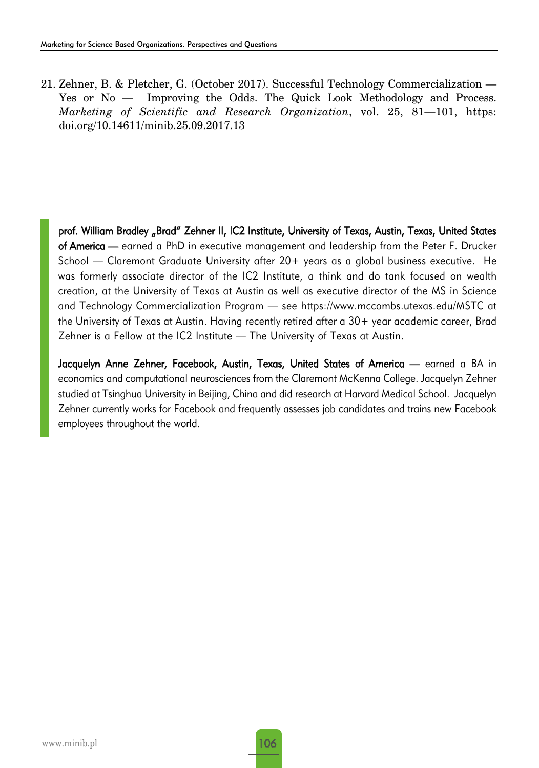21. Zehner, B. & Pletcher, G. (October 2017). Successful Technology Commercialization — Yes or No — Improving the Odds. The Quick Look Methodology and Process. *Marketing of Scientific and Research Organization*, vol. 25, 81—101, https: doi.org/10.14611/minib.25.09.2017.13

**prof. William Bradley „Brad" Zehner II, IC2 Institute, University of Texas, Austin, Texas, United States of America —** earned a PhD in executive management and leadership from the Peter F. Drucker School — Claremont Graduate University after 20+ years as a global business executive. He was formerly associate director of the IC2 Institute, a think and do tank focused on wealth creation, at the University of Texas at Austin as well as executive director of the MS in Science and Technology Commercialization Program — see https://www.mccombs.utexas.edu/MSTC at the University of Texas at Austin. Having recently retired after a 30+ year academic career, Brad Zehner is a Fellow at the IC2 Institute — The University of Texas at Austin.

**Jacquelyn Anne Zehner, Facebook, Austin, Texas, United States of America —** earned a BA in economics and computational neurosciences from the Claremont McKenna College. Jacquelyn Zehner studied at Tsinghua University in Beijing, China and did research at Harvard Medical School. Jacquelyn Zehner currently works for Facebook and frequently assesses job candidates and trains new Facebook employees throughout the world.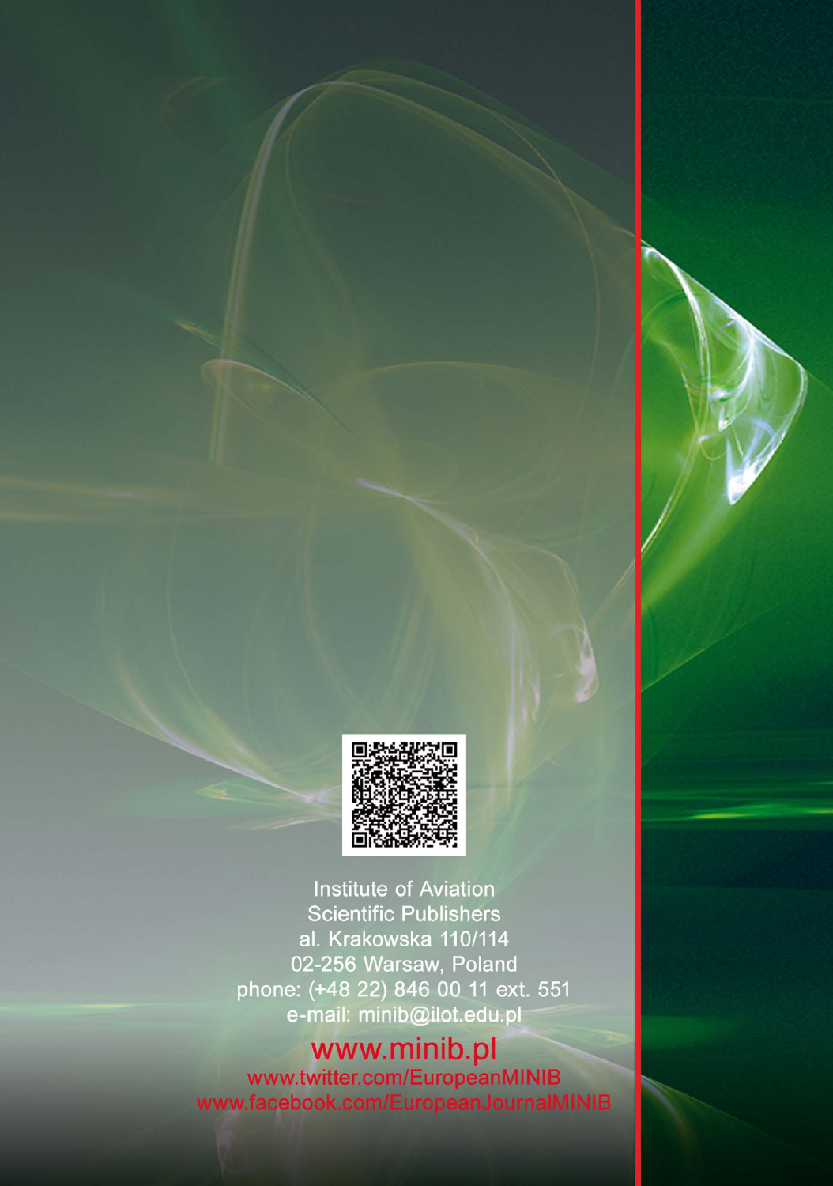Institute of Aviation
Scientific Publishers
al. Krakowska 110/114
02-256 Warsaw, Poland
phone: (+48 22) 846 00 11 ext. 551
e-mail: minib@ilot.edu.pl

www.minib.pl
www.twitter.com/EuropeanMINIB
www.facebook.com/EuropeanJournalMINIB